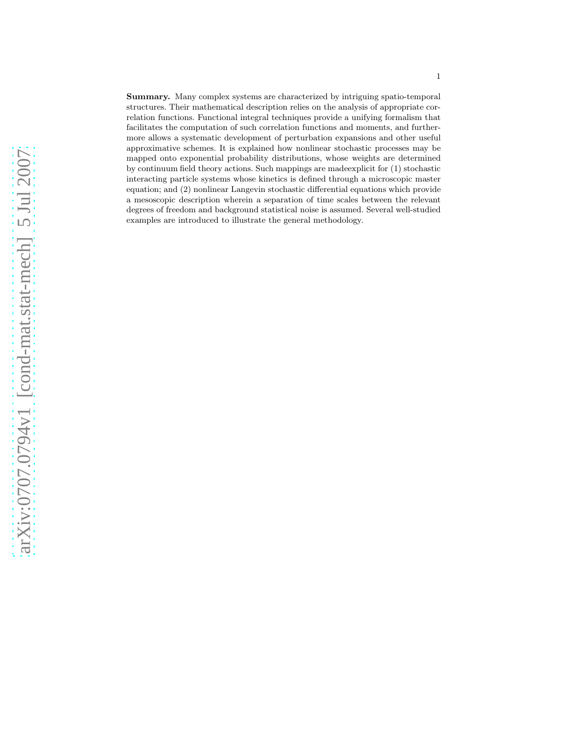**Summary.** Many complex systems are characterized by intriguing spatio-temporal structures. Their mathematical description relies on the analysis of appropriate correlation functions. Functional integral techniques provide a unifying formalism that facilitates the computation of such correlation functions and moments, and furthermore allows a systematic development of perturbation expansions and other useful approximative schemes. It is explained how nonlinear stochastic processes may be mapped onto exponential probability distributions, whose weights are determined by continuum field theory actions. Such mappings are madeexplicit for (1) stochastic interacting particle systems whose kinetics is defined through a microscopic master equation; and (2) nonlinear Langevin stochastic differential equations which provide a mesoscopic description wherein a separation of time scales between the relevant degrees of freedom and background statistical noise is assumed. Several well-studied examples are introduced to illustrate the general methodology.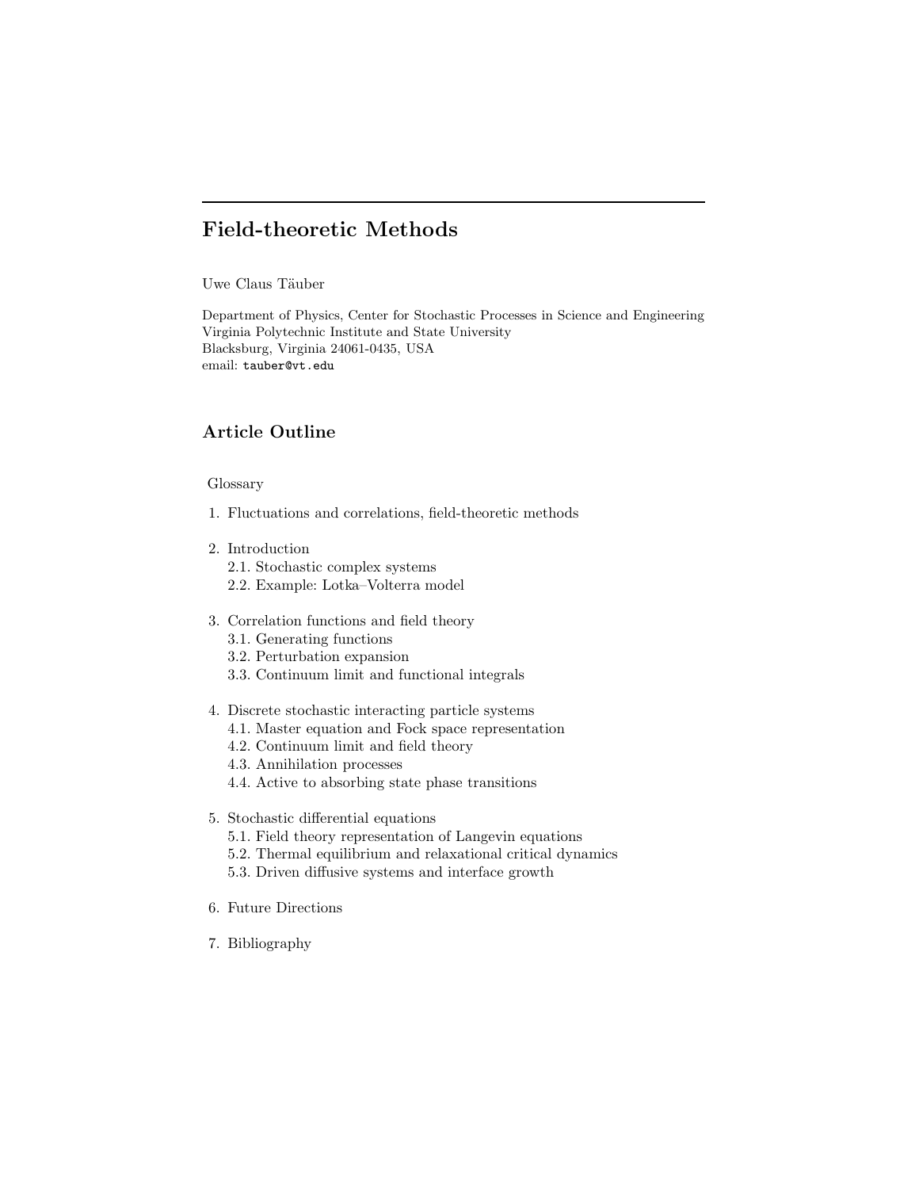# Field-theoretic Methods

Uwe Claus Täuber

Department of Physics, Center for Stochastic Processes in Science and Engineering
Virginia Polytechnic Institute and State University
Blacksburg, Virginia 24061-0435, USA
email: tauber@vt.edu

## Article Outline

Glossary

1. Fluctuations and correlations, field-theoretic methods

2. Introduction
   - 2.1. Stochastic complex systems
   - 2.2. Example: Lotka–Volterra model

3. Correlation functions and field theory
   - 3.1. Generating functions
   - 3.2. Perturbation expansion
   - 3.3. Continuum limit and functional integrals

4. Discrete stochastic interacting particle systems
   - 4.1. Master equation and Fock space representation
   - 4.2. Continuum limit and field theory
   - 4.3. Annihilation processes
   - 4.4. Active to absorbing state phase transitions

5. Stochastic differential equations
   - 5.1. Field theory representation of Langevin equations
   - 5.2. Thermal equilibrium and relaxational critical dynamics
   - 5.3. Driven diffusive systems and interface growth

6. Future Directions

7. Bibliography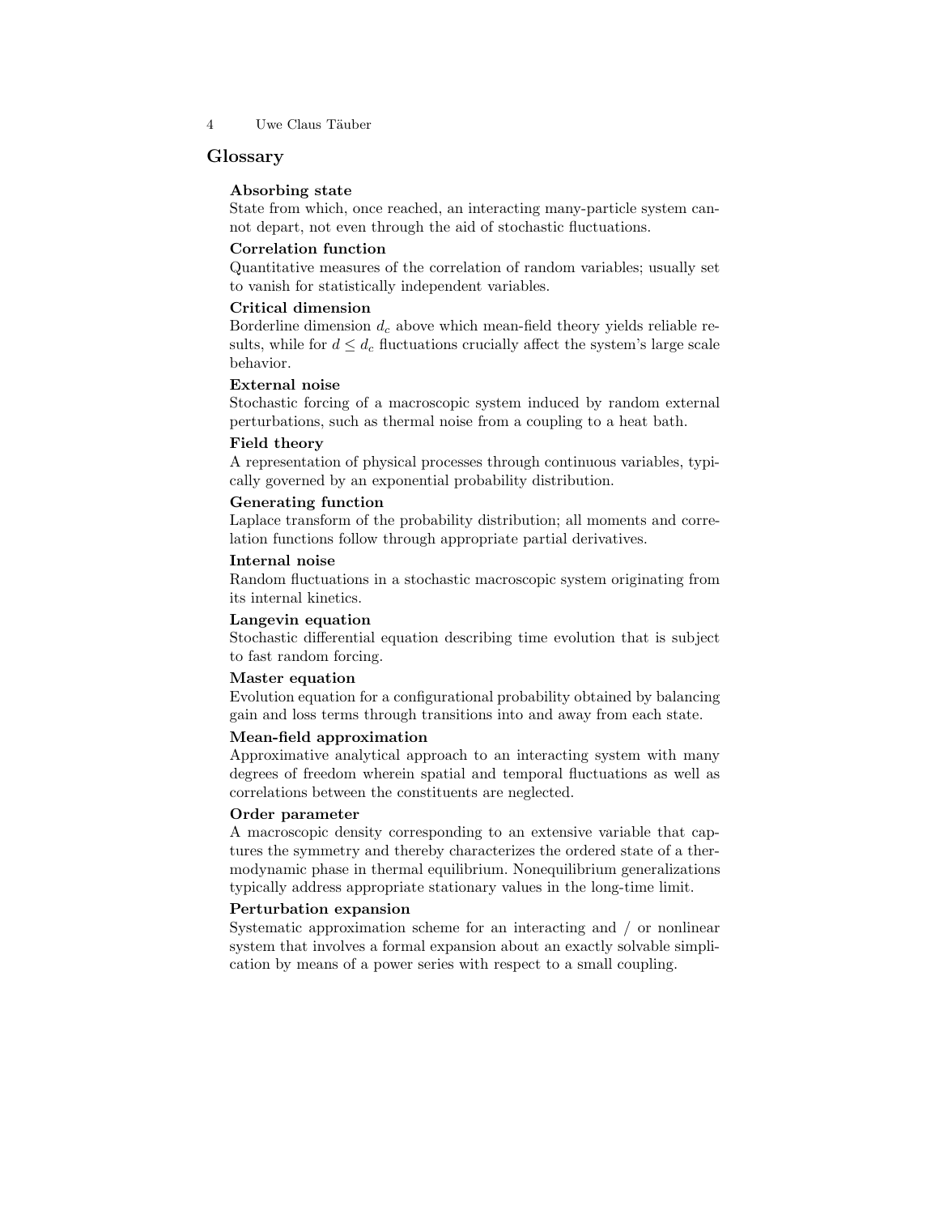## Glossary

**Absorbing state**
State from which, once reached, an interacting many-particle system cannot depart, not even through the aid of stochastic fluctuations.

**Correlation function**
Quantitative measures of the correlation of random variables; usually set to vanish for statistically independent variables.

**Critical dimension**
Borderline dimension $d_c$ above which mean-field theory yields reliable results, while for $d \leq d_c$ fluctuations crucially affect the system's large scale behavior.

**External noise**
Stochastic forcing of a macroscopic system induced by random external perturbations, such as thermal noise from a coupling to a heat bath.

**Field theory**
A representation of physical processes through continuous variables, typically governed by an exponential probability distribution.

**Generating function**
Laplace transform of the probability distribution; all moments and correlation functions follow through appropriate partial derivatives.

**Internal noise**
Random fluctuations in a stochastic macroscopic system originating from its internal kinetics.

**Langevin equation**
Stochastic differential equation describing time evolution that is subject to fast random forcing.

**Master equation**
Evolution equation for a configurational probability obtained by balancing gain and loss terms through transitions into and away from each state.

**Mean-field approximation**
Approximative analytical approach to an interacting system with many degrees of freedom wherein spatial and temporal fluctuations as well as correlations between the constituents are neglected.

**Order parameter**
A macroscopic density corresponding to an extensive variable that captures the symmetry and thereby characterizes the ordered state of a thermodynamic phase in thermal equilibrium. Nonequilibrium generalizations typically address appropriate stationary values in the long-time limit.

**Perturbation expansion**
Systematic approximation scheme for an interacting and / or nonlinear system that involves a formal expansion about an exactly solvable simplication by means of a power series with respect to a small coupling.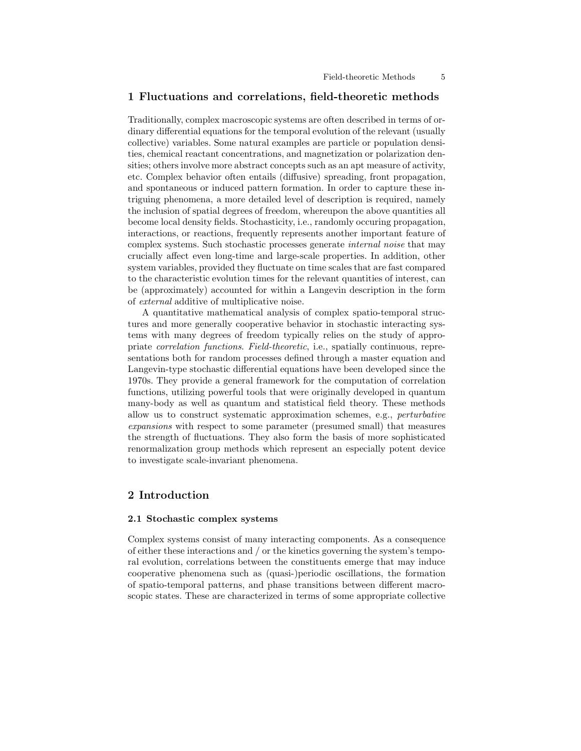## 1 Fluctuations and correlations, field-theoretic methods

Traditionally, complex macroscopic systems are often described in terms of ordinary differential equations for the temporal evolution of the relevant (usually collective) variables. Some natural examples are particle or population densities, chemical reactant concentrations, and magnetization or polarization densities; others involve more abstract concepts such as an apt measure of activity, etc. Complex behavior often entails (diffusive) spreading, front propagation, and spontaneous or induced pattern formation. In order to capture these intriguing phenomena, a more detailed level of description is required, namely the inclusion of spatial degrees of freedom, whereupon the above quantities all become local density fields. Stochasticity, i.e., randomly occuring propagation, interactions, or reactions, frequently represents another important feature of complex systems. Such stochastic processes generate *internal noise* that may crucially affect even long-time and large-scale properties. In addition, other system variables, provided they fluctuate on time scales that are fast compared to the characteristic evolution times for the relevant quantities of interest, can be (approximately) accounted for within a Langevin description in the form of *external* additive of multiplicative noise.

A quantitative mathematical analysis of complex spatio-temporal structures and more generally cooperative behavior in stochastic interacting systems with many degrees of freedom typically relies on the study of appropriate *correlation functions*. *Field-theoretic*, i.e., spatially continuous, representations both for random processes defined through a master equation and Langevin-type stochastic differential equations have been developed since the 1970s. They provide a general framework for the computation of correlation functions, utilizing powerful tools that were originally developed in quantum many-body as well as quantum and statistical field theory. These methods allow us to construct systematic approximation schemes, e.g., *perturbative expansions* with respect to some parameter (presumed small) that measures the strength of fluctuations. They also form the basis of more sophisticated renormalization group methods which represent an especially potent device to investigate scale-invariant phenomena.

## 2 Introduction

### 2.1 Stochastic complex systems

Complex systems consist of many interacting components. As a consequence of either these interactions and / or the kinetics governing the system's temporal evolution, correlations between the constituents emerge that may induce cooperative phenomena such as (quasi-)periodic oscillations, the formation of spatio-temporal patterns, and phase transitions between different macroscopic states. These are characterized in terms of some appropriate collective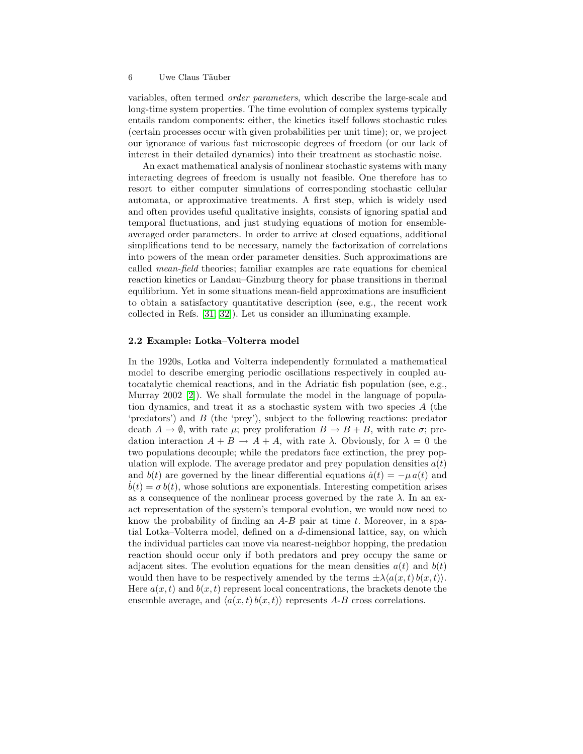variables, often termed *order parameters*, which describe the large-scale and long-time system properties. The time evolution of complex systems typically entails random components: either, the kinetics itself follows stochastic rules (certain processes occur with given probabilities per unit time); or, we project our ignorance of various fast microscopic degrees of freedom (or our lack of interest in their detailed dynamics) into their treatment as stochastic noise.

An exact mathematical analysis of nonlinear stochastic systems with many interacting degrees of freedom is usually not feasible. One therefore has to resort to either computer simulations of corresponding stochastic cellular automata, or approximative treatments. A first step, which is widely used and often provides useful qualitative insights, consists of ignoring spatial and temporal fluctuations, and just studying equations of motion for ensemble-averaged order parameters. In order to arrive at closed equations, additional simplifications tend to be necessary, namely the factorization of correlations into powers of the mean order parameter densities. Such approximations are called *mean-field* theories; familiar examples are rate equations for chemical reaction kinetics or Landau–Ginzburg theory for phase transitions in thermal equilibrium. Yet in some situations mean-field approximations are insufficient to obtain a satisfactory quantitative description (see, e.g., the recent work collected in Refs. [31, 32]). Let us consider an illuminating example.

### 2.2 Example: Lotka–Volterra model

In the 1920s, Lotka and Volterra independently formulated a mathematical model to describe emerging periodic oscillations respectively in coupled autocatalytic chemical reactions, and in the Adriatic fish population (see, e.g., Murray 2002 [2]). We shall formulate the model in the language of population dynamics, and treat it as a stochastic system with two species $A$ (the 'predators') and $B$ (the 'prey'), subject to the following reactions: predator death $A \to \emptyset$, with rate $\mu$; prey proliferation $B \to B + B$, with rate $\sigma$; predation interaction $A + B \to A + A$, with rate $\lambda$. Obviously, for $\lambda = 0$ the two populations decouple; while the predators face extinction, the prey population will explode. The average predator and prey population densities $a(t)$ and $b(t)$ are governed by the linear differential equations $\dot{a}(t) = -\mu \, a(t)$ and $\dot{b}(t) = \sigma \, b(t)$, whose solutions are exponentials. Interesting competition arises as a consequence of the nonlinear process governed by the rate $\lambda$. In an exact representation of the system's temporal evolution, we would now need to know the probability of finding an $A$-$B$ pair at time $t$. Moreover, in a spatial Lotka–Volterra model, defined on a $d$-dimensional lattice, say, on which the individual particles can move via nearest-neighbor hopping, the predation reaction should occur only if both predators and prey occupy the same or adjacent sites. The evolution equations for the mean densities $a(t)$ and $b(t)$ would then have to be respectively amended by the terms $\pm\lambda\langle a(x,t)\, b(x,t)\rangle$. Here $a(x,t)$ and $b(x,t)$ represent local concentrations, the brackets denote the ensemble average, and $\langle a(x,t)\, b(x,t)\rangle$ represents $A$-$B$ cross correlations.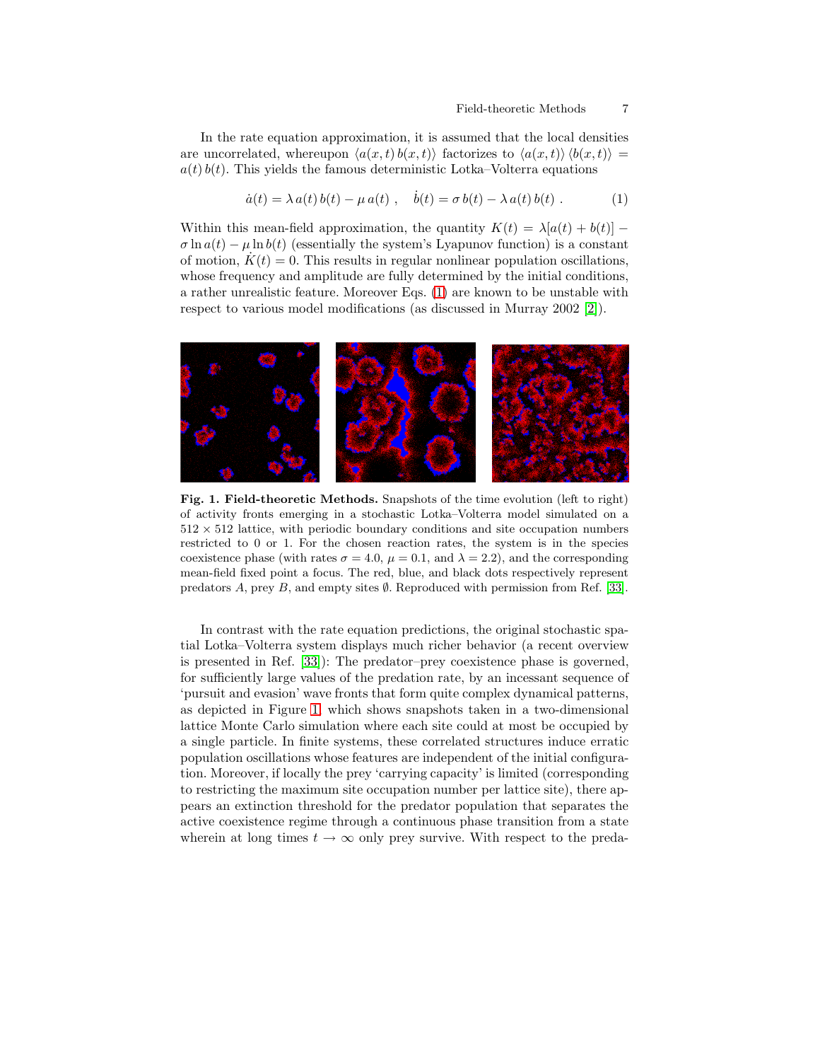In the rate equation approximation, it is assumed that the local densities are uncorrelated, whereupon $\langle a(x,t)\, b(x,t) \rangle$ factorizes to $\langle a(x,t) \rangle \langle b(x,t) \rangle = a(t)\, b(t)$. This yields the famous deterministic Lotka–Volterra equations

$$\dot{a}(t) = \lambda\, a(t)\, b(t) - \mu\, a(t) \ , \quad \dot{b}(t) = \sigma\, b(t) - \lambda\, a(t)\, b(t) \ . \tag{1}$$

Within this mean-field approximation, the quantity $K(t) = \lambda[a(t) + b(t)] - \sigma \ln a(t) - \mu \ln b(t)$ (essentially the system's Lyapunov function) is a constant of motion, $\dot{K}(t) = 0$. This results in regular nonlinear population oscillations, whose frequency and amplitude are fully determined by the initial conditions, a rather unrealistic feature. Moreover Eqs. (1) are known to be unstable with respect to various model modifications (as discussed in Murray 2002 [2]).

**Fig. 1. Field-theoretic Methods.** Snapshots of the time evolution (left to right) of activity fronts emerging in a stochastic Lotka–Volterra model simulated on a $512 \times 512$ lattice, with periodic boundary conditions and site occupation numbers restricted to 0 or 1. For the chosen reaction rates, the system is in the species coexistence phase (with rates $\sigma = 4.0$, $\mu = 0.1$, and $\lambda = 2.2$), and the corresponding mean-field fixed point a focus. The red, blue, and black dots respectively represent predators $A$, prey $B$, and empty sites $\emptyset$. Reproduced with permission from Ref. [33].

In contrast with the rate equation predictions, the original stochastic spatial Lotka–Volterra system displays much richer behavior (a recent overview is presented in Ref. [33]): The predator–prey coexistence phase is governed, for sufficiently large values of the predation rate, by an incessant sequence of 'pursuit and evasion' wave fronts that form quite complex dynamical patterns, as depicted in Figure 1, which shows snapshots taken in a two-dimensional lattice Monte Carlo simulation where each site could at most be occupied by a single particle. In finite systems, these correlated structures induce erratic population oscillations whose features are independent of the initial configuration. Moreover, if locally the prey 'carrying capacity' is limited (corresponding to restricting the maximum site occupation number per lattice site), there appears an extinction threshold for the predator population that separates the active coexistence regime through a continuous phase transition from a state wherein at long times $t \to \infty$ only prey survive. With respect to the preda-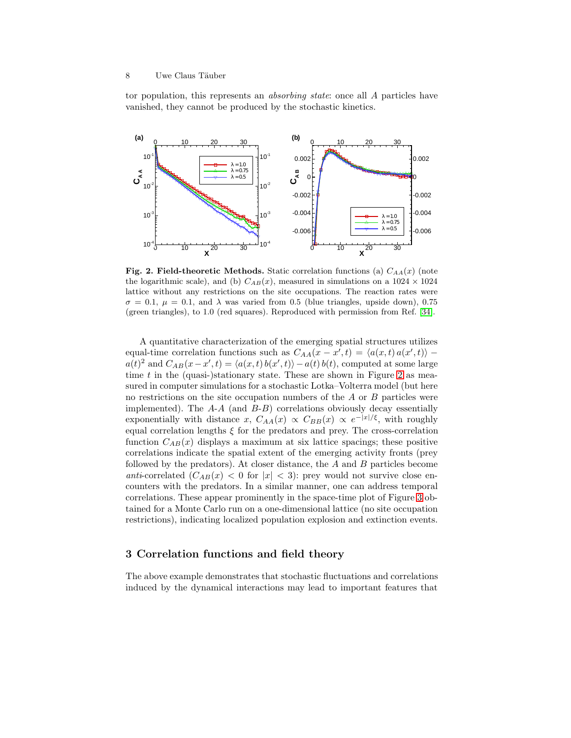tor population, this represents an *absorbing state*: once all $A$ particles have vanished, they cannot be produced by the stochastic kinetics.

**Fig. 2. Field-theoretic Methods.** Static correlation functions (a) $C_{AA}(x)$ (note the logarithmic scale), and (b) $C_{AB}(x)$, measured in simulations on a $1024 \times 1024$ lattice without any restrictions on the site occupations. The reaction rates were $\sigma = 0.1$, $\mu = 0.1$, and $\lambda$ was varied from 0.5 (blue triangles, upside down), 0.75 (green triangles), to 1.0 (red squares). Reproduced with permission from Ref. [34].

A quantitative characterization of the emerging spatial structures utilizes equal-time correlation functions such as $C_{AA}(x - x', t) = \langle a(x,t)\, a(x',t)\rangle - a(t)^2$ and $C_{AB}(x - x', t) = \langle a(x,t)\, b(x',t)\rangle - a(t)\, b(t)$, computed at some large time $t$ in the (quasi-)stationary state. These are shown in Figure 2 as measured in computer simulations for a stochastic Lotka–Volterra model (but here no restrictions on the site occupation numbers of the $A$ or $B$ particles were implemented). The $A$-$A$ (and $B$-$B$) correlations obviously decay essentially exponentially with distance $x$, $C_{AA}(x) \propto C_{BB}(x) \propto e^{-|x|/\xi}$, with roughly equal correlation lengths $\xi$ for the predators and prey. The cross-correlation function $C_{AB}(x)$ displays a maximum at six lattice spacings; these positive correlations indicate the spatial extent of the emerging activity fronts (prey followed by the predators). At closer distance, the $A$ and $B$ particles become *anti*-correlated ($C_{AB}(x) < 0$ for $|x| < 3$): prey would not survive close encounters with the predators. In a similar manner, one can address temporal correlations. These appear prominently in the space-time plot of Figure 3 obtained for a Monte Carlo run on a one-dimensional lattice (no site occupation restrictions), indicating localized population explosion and extinction events.

## 3 Correlation functions and field theory

The above example demonstrates that stochastic fluctuations and correlations induced by the dynamical interactions may lead to important features that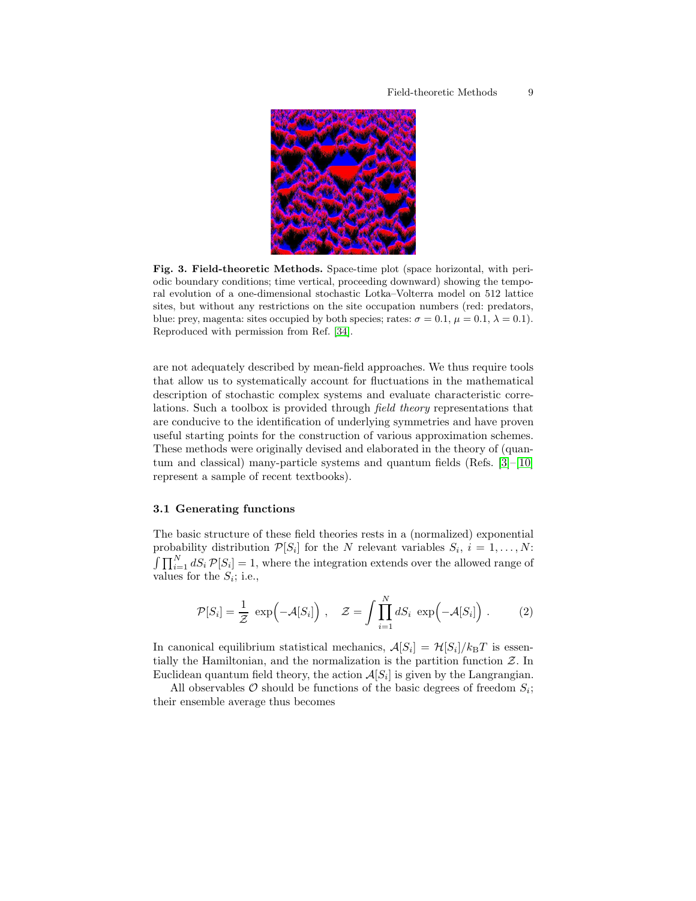**Fig. 3. Field-theoretic Methods.** Space-time plot (space horizontal, with periodic boundary conditions; time vertical, proceeding downward) showing the temporal evolution of a one-dimensional stochastic Lotka–Volterra model on 512 lattice sites, but without any restrictions on the site occupation numbers (red: predators, blue: prey, magenta: sites occupied by both species; rates: $\sigma = 0.1$, $\mu = 0.1$, $\lambda = 0.1$). Reproduced with permission from Ref. [34].

are not adequately described by mean-field approaches. We thus require tools that allow us to systematically account for fluctuations in the mathematical description of stochastic complex systems and evaluate characteristic correlations. Such a toolbox is provided through *field theory* representations that are conducive to the identification of underlying symmetries and have proven useful starting points for the construction of various approximation schemes. These methods were originally devised and elaborated in the theory of (quantum and classical) many-particle systems and quantum fields (Refs. [3]–[10] represent a sample of recent textbooks).

### 3.1 Generating functions

The basic structure of these field theories rests in a (normalized) exponential probability distribution $\mathcal{P}[S_i]$ for the $N$ relevant variables $S_i$, $i = 1, \ldots, N$: $\int \prod_{i=1}^{N} dS_i \, \mathcal{P}[S_i] = 1$, where the integration extends over the allowed range of values for the $S_i$; i.e.,

$$\mathcal{P}[S_i] = \frac{1}{\mathcal{Z}} \, \exp\Big(-\mathcal{A}[S_i]\Big) \; , \quad \mathcal{Z} = \int \prod_{i=1}^{N} dS_i \, \exp\Big(-\mathcal{A}[S_i]\Big) \; . \tag{2}$$

In canonical equilibrium statistical mechanics, $\mathcal{A}[S_i] = \mathcal{H}[S_i]/k_{\mathrm{B}}T$ is essentially the Hamiltonian, and the normalization is the partition function $\mathcal{Z}$. In Euclidean quantum field theory, the action $\mathcal{A}[S_i]$ is given by the Langrangian.

All observables $\mathcal{O}$ should be functions of the basic degrees of freedom $S_i$; their ensemble average thus becomes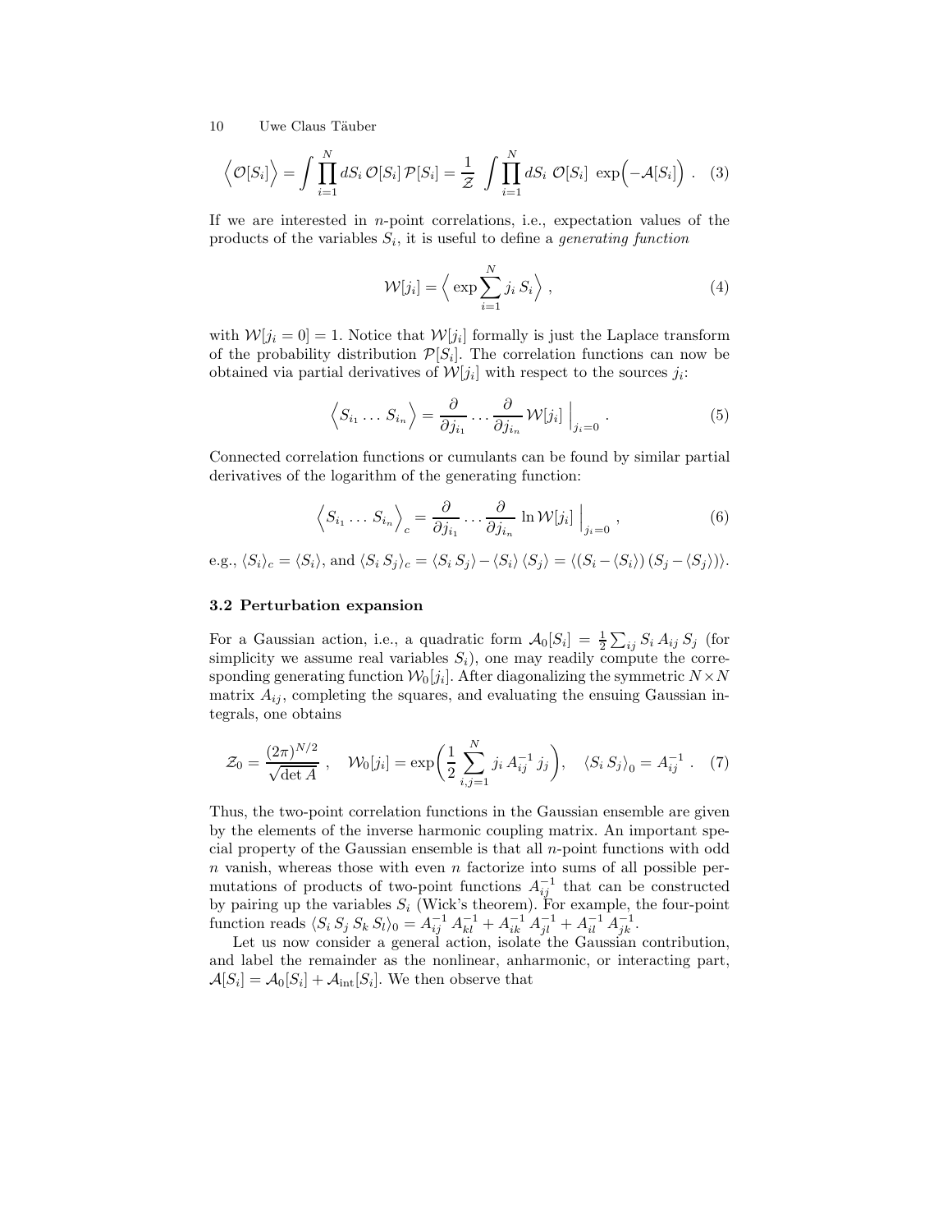$$\Big\langle \mathcal{O}[S_i] \Big\rangle = \int \prod_{i=1}^{N} dS_i \, \mathcal{O}[S_i] \, \mathcal{P}[S_i] = \frac{1}{\mathcal{Z}} \int \prod_{i=1}^{N} dS_i \; \mathcal{O}[S_i] \; \exp\Big( -\mathcal{A}[S_i] \Big) \; . \quad (3)$$

If we are interested in $n$-point correlations, i.e., expectation values of the products of the variables $S_i$, it is useful to define a *generating function*

$$\mathcal{W}[j_i] = \Big\langle \exp \sum_{i=1}^{N} j_i \, S_i \Big\rangle \; , \quad (4)$$

with $\mathcal{W}[j_i = 0] = 1$. Notice that $\mathcal{W}[j_i]$ formally is just the Laplace transform of the probability distribution $\mathcal{P}[S_i]$. The correlation functions can now be obtained via partial derivatives of $\mathcal{W}[j_i]$ with respect to the sources $j_i$:

$$\Big\langle S_{i_1} \ldots \, S_{i_n} \Big\rangle = \frac{\partial}{\partial j_{i_1}} \ldots \frac{\partial}{\partial j_{i_n}} \mathcal{W}[j_i] \; \Big|_{j_i = 0} \; . \quad (5)$$

Connected correlation functions or cumulants can be found by similar partial derivatives of the logarithm of the generating function:

$$\Big\langle S_{i_1} \ldots \, S_{i_n} \Big\rangle_c = \frac{\partial}{\partial j_{i_1}} \ldots \frac{\partial}{\partial j_{i_n}} \; \ln \mathcal{W}[j_i] \; \Big|_{j_i = 0} \; , \quad (6)$$

e.g., $\langle S_i \rangle_c = \langle S_i \rangle$, and $\langle S_i \, S_j \rangle_c = \langle S_i \, S_j \rangle - \langle S_i \rangle \, \langle S_j \rangle = \langle (S_i - \langle S_i \rangle) \, (S_j - \langle S_j \rangle) \rangle$.

### 3.2 Perturbation expansion

For a Gaussian action, i.e., a quadratic form $\mathcal{A}_0[S_i] = \frac{1}{2} \sum_{ij} S_i \, A_{ij} \, S_j$ (for simplicity we assume real variables $S_i$), one may readily compute the corresponding generating function $\mathcal{W}_0[j_i]$. After diagonalizing the symmetric $N \times N$ matrix $A_{ij}$, completing the squares, and evaluating the ensuing Gaussian integrals, one obtains

$$\mathcal{Z}_0 = \frac{(2\pi)^{N/2}}{\sqrt{\det A}} \; , \quad \mathcal{W}_0[j_i] = \exp\bigg( \frac{1}{2} \sum_{i,j=1}^{N} j_i \, A_{ij}^{-1} \, j_j \bigg) , \quad \langle S_i \, S_j \rangle_0 = A_{ij}^{-1} \; . \quad (7)$$

Thus, the two-point correlation functions in the Gaussian ensemble are given by the elements of the inverse harmonic coupling matrix. An important special property of the Gaussian ensemble is that all $n$-point functions with odd $n$ vanish, whereas those with even $n$ factorize into sums of all possible permutations of products of two-point functions $A_{ij}^{-1}$ that can be constructed by pairing up the variables $S_i$ (Wick's theorem). For example, the four-point function reads $\langle S_i \, S_j \, S_k \, S_l \rangle_0 = A_{ij}^{-1} \, A_{kl}^{-1} + A_{ik}^{-1} \, A_{jl}^{-1} + A_{il}^{-1} \, A_{jk}^{-1}$.

Let us now consider a general action, isolate the Gaussian contribution, and label the remainder as the nonlinear, anharmonic, or interacting part, $\mathcal{A}[S_i] = \mathcal{A}_0[S_i] + \mathcal{A}_{\text{int}}[S_i]$. We then observe that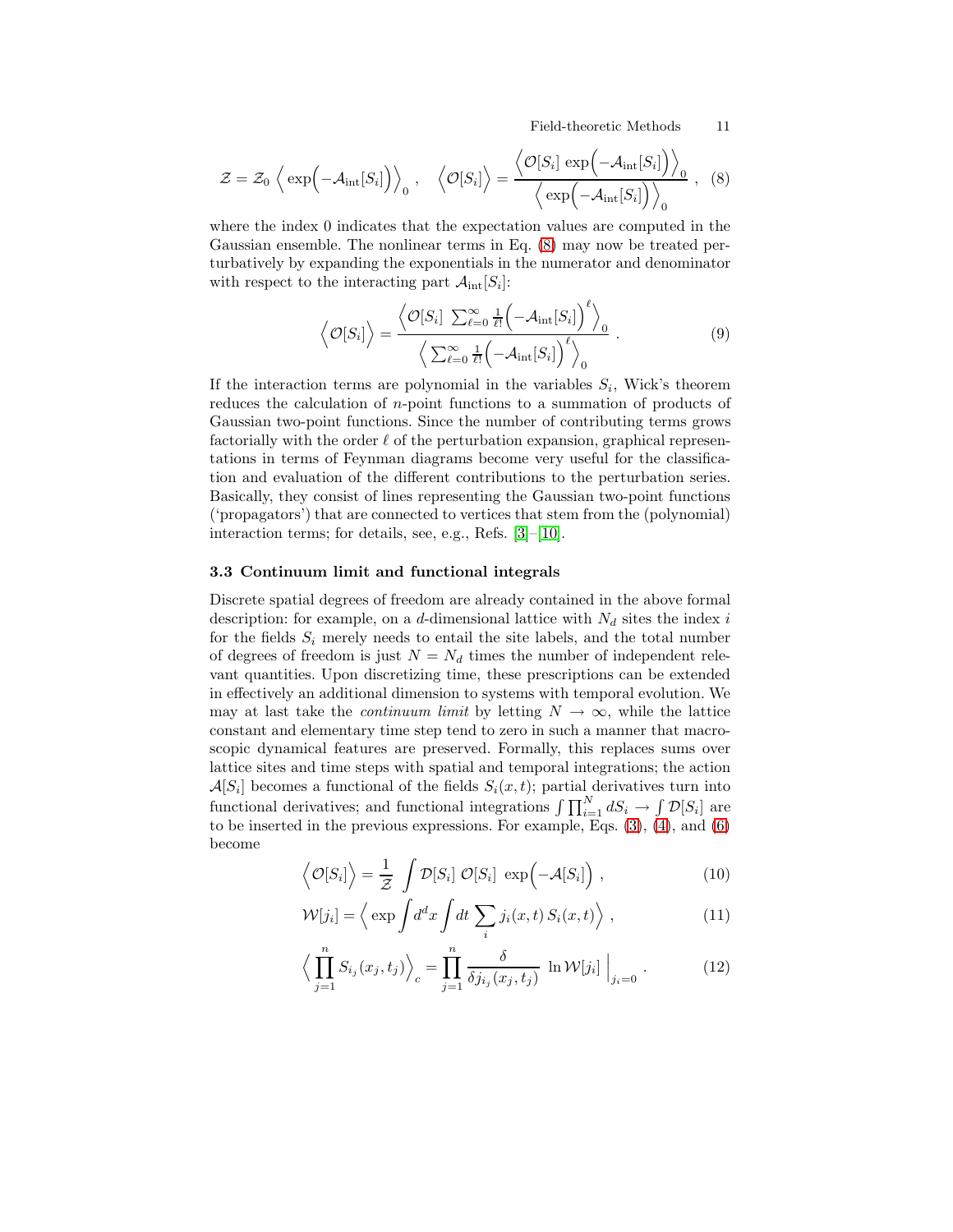$$\mathcal{Z} = \mathcal{Z}_0 \left\langle \exp\Big(-\mathcal{A}_{\rm int}[S_i]\Big) \right\rangle_0 \, , \quad \Big\langle \mathcal{O}[S_i] \Big\rangle = \frac{\Big\langle \mathcal{O}[S_i] \, \exp\Big(-\mathcal{A}_{\rm int}[S_i]\Big) \Big\rangle_0}{\Big\langle \exp\Big(-\mathcal{A}_{\rm int}[S_i]\Big) \Big\rangle_0} \, , \quad (8)$$

where the index 0 indicates that the expectation values are computed in the Gaussian ensemble. The nonlinear terms in Eq. (8) may now be treated perturbatively by expanding the exponentials in the numerator and denominator with respect to the interacting part $\mathcal{A}_{\rm int}[S_i]$:

$$\Big\langle \mathcal{O}[S_i] \Big\rangle = \frac{\Big\langle \mathcal{O}[S_i] \, \sum_{\ell=0}^{\infty} \frac{1}{\ell!} \Big(-\mathcal{A}_{\rm int}[S_i]\Big)^{\ell} \Big\rangle_0}{\Big\langle \sum_{\ell=0}^{\infty} \frac{1}{\ell!} \Big(-\mathcal{A}_{\rm int}[S_i]\Big)^{\ell} \Big\rangle_0} \, . \quad (9)$$

If the interaction terms are polynomial in the variables $S_i$, Wick's theorem reduces the calculation of $n$-point functions to a summation of products of Gaussian two-point functions. Since the number of contributing terms grows factorially with the order $\ell$ of the perturbation expansion, graphical representations in terms of Feynman diagrams become very useful for the classification and evaluation of the different contributions to the perturbation series. Basically, they consist of lines representing the Gaussian two-point functions ('propagators') that are connected to vertices that stem from the (polynomial) interaction terms; for details, see, e.g., Refs. [3]–[10].

### 3.3 Continuum limit and functional integrals

Discrete spatial degrees of freedom are already contained in the above formal description: for example, on a $d$-dimensional lattice with $N_d$ sites the index $i$ for the fields $S_i$ merely needs to entail the site labels, and the total number of degrees of freedom is just $N = N_d$ times the number of independent relevant quantities. Upon discretizing time, these prescriptions can be extended in effectively an additional dimension to systems with temporal evolution. We may at last take the *continuum limit* by letting $N \to \infty$, while the lattice constant and elementary time step tend to zero in such a manner that macroscopic dynamical features are preserved. Formally, this replaces sums over lattice sites and time steps with spatial and temporal integrations; the action $\mathcal{A}[S_i]$ becomes a functional of the fields $S_i(x,t)$; partial derivatives turn into functional derivatives; and functional integrations $\int \prod_{i=1}^{N} dS_i \to \int \mathcal{D}[S_i]$ are to be inserted in the previous expressions. For example, Eqs. (3), (4), and (6) become

$$\Big\langle \mathcal{O}[S_i] \Big\rangle = \frac{1}{\mathcal{Z}} \int \mathcal{D}[S_i] \; \mathcal{O}[S_i] \; \exp\Big(-\mathcal{A}[S_i]\Big) \, , \quad (10)$$

$$\mathcal{W}[j_i] = \Big\langle \exp \int d^d x \int dt \sum_i j_i(x,t) \, S_i(x,t) \Big\rangle \, , \quad (11)$$

$$\Big\langle \prod_{j=1}^{n} S_{i_j}(x_j,t_j) \Big\rangle_c = \prod_{j=1}^{n} \frac{\delta}{\delta j_{i_j}(x_j,t_j)} \; \ln \mathcal{W}[j_i] \, \Big|_{j_i=0} \, . \quad (12)$$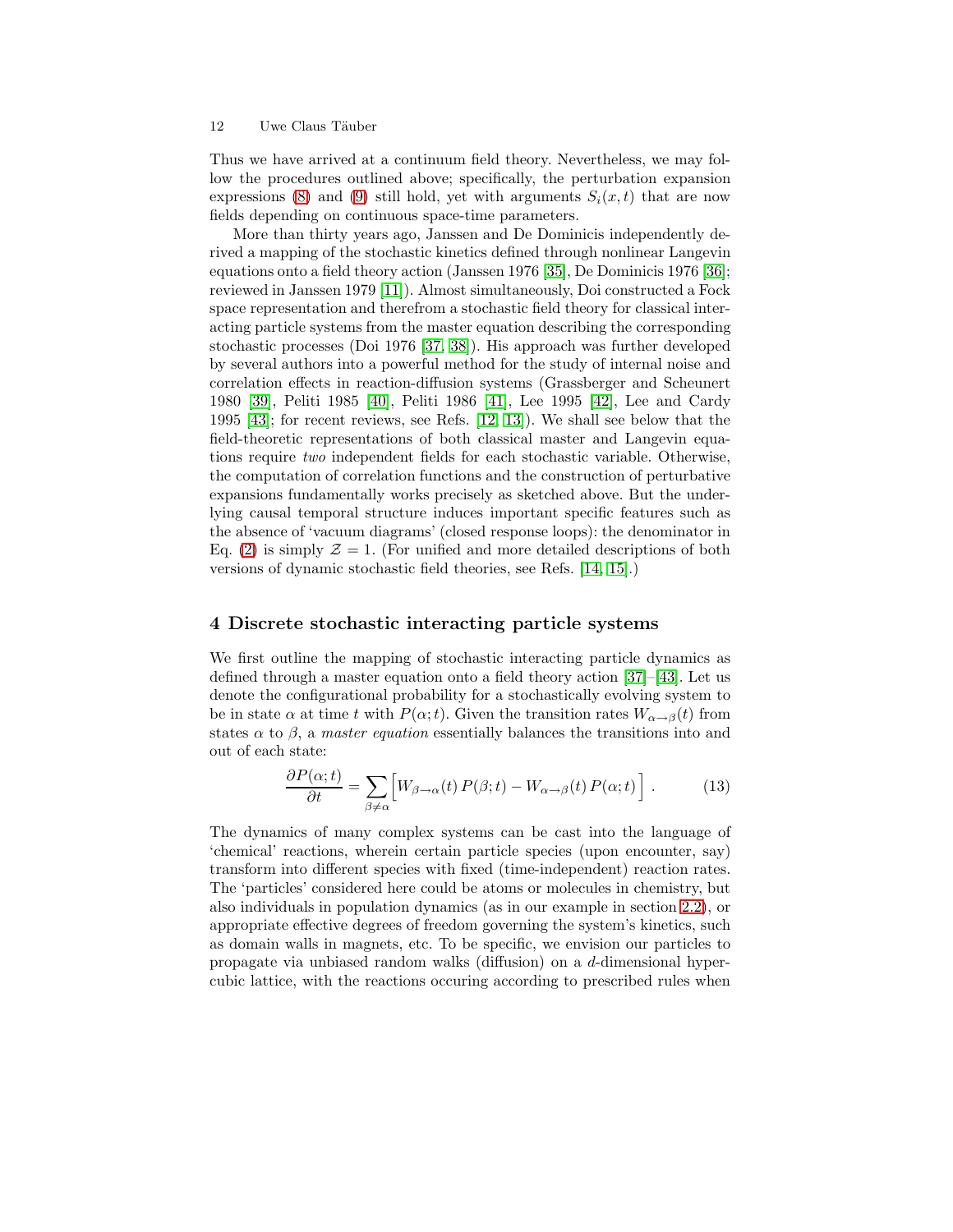Thus we have arrived at a continuum field theory. Nevertheless, we may follow the procedures outlined above; specifically, the perturbation expansion expressions (8) and (9) still hold, yet with arguments $S_i(x,t)$ that are now fields depending on continuous space-time parameters.

More than thirty years ago, Janssen and De Dominicis independently derived a mapping of the stochastic kinetics defined through nonlinear Langevin equations onto a field theory action (Janssen 1976 [35], De Dominicis 1976 [36]; reviewed in Janssen 1979 [11]). Almost simultaneously, Doi constructed a Fock space representation and therefrom a stochastic field theory for classical interacting particle systems from the master equation describing the corresponding stochastic processes (Doi 1976 [37, 38]). His approach was further developed by several authors into a powerful method for the study of internal noise and correlation effects in reaction-diffusion systems (Grassberger and Scheunert 1980 [39], Peliti 1985 [40], Peliti 1986 [41], Lee 1995 [42], Lee and Cardy 1995 [43]; for recent reviews, see Refs. [12, 13]). We shall see below that the field-theoretic representations of both classical master and Langevin equations require *two* independent fields for each stochastic variable. Otherwise, the computation of correlation functions and the construction of perturbative expansions fundamentally works precisely as sketched above. But the underlying causal temporal structure induces important specific features such as the absence of 'vacuum diagrams' (closed response loops): the denominator in Eq. (2) is simply $\mathcal{Z} = 1$. (For unified and more detailed descriptions of both versions of dynamic stochastic field theories, see Refs. [14, 15].)

## 4 Discrete stochastic interacting particle systems

We first outline the mapping of stochastic interacting particle dynamics as defined through a master equation onto a field theory action [37]–[43]. Let us denote the configurational probability for a stochastically evolving system to be in state $\alpha$ at time $t$ with $P(\alpha;t)$. Given the transition rates $W_{\alpha\to\beta}(t)$ from states $\alpha$ to $\beta$, a *master equation* essentially balances the transitions into and out of each state:

$$\frac{\partial P(\alpha;t)}{\partial t} = \sum_{\beta\neq\alpha}\Big[W_{\beta\to\alpha}(t)\,P(\beta;t) - W_{\alpha\to\beta}(t)\,P(\alpha;t)\Big]\,. \tag{13}$$

The dynamics of many complex systems can be cast into the language of 'chemical' reactions, wherein certain particle species (upon encounter, say) transform into different species with fixed (time-independent) reaction rates. The 'particles' considered here could be atoms or molecules in chemistry, but also individuals in population dynamics (as in our example in section 2.2), or appropriate effective degrees of freedom governing the system's kinetics, such as domain walls in magnets, etc. To be specific, we envision our particles to propagate via unbiased random walks (diffusion) on a $d$-dimensional hypercubic lattice, with the reactions occuring according to prescribed rules when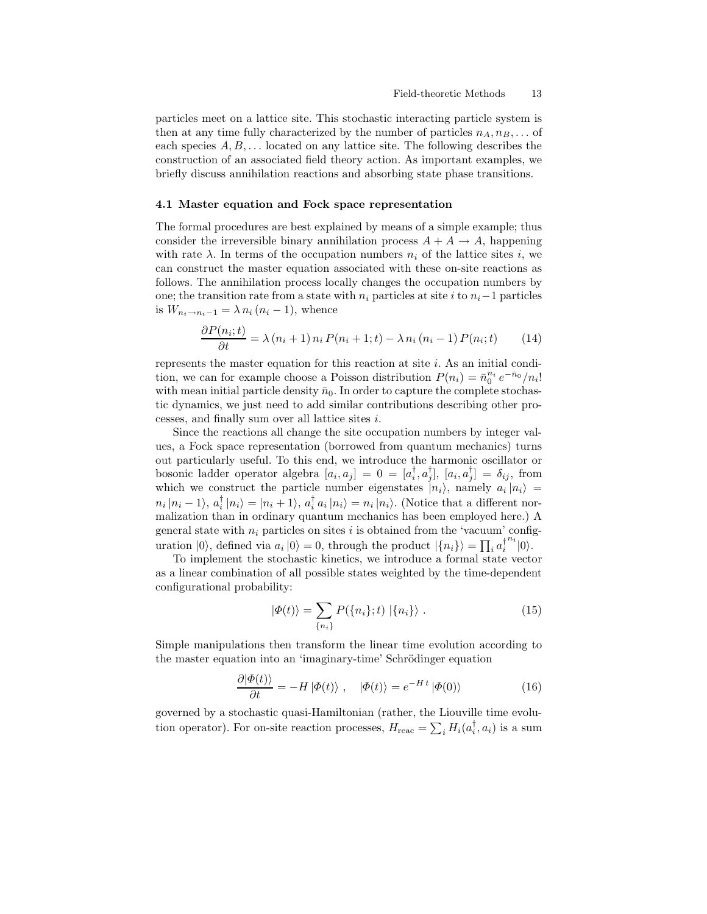particles meet on a lattice site. This stochastic interacting particle system is then at any time fully characterized by the number of particles $n_A, n_B, \ldots$ of each species $A, B, \ldots$ located on any lattice site. The following describes the construction of an associated field theory action. As important examples, we briefly discuss annihilation reactions and absorbing state phase transitions.

### 4.1 Master equation and Fock space representation

The formal procedures are best explained by means of a simple example; thus consider the irreversible binary annihilation process $A + A \to A$, happening with rate $\lambda$. In terms of the occupation numbers $n_i$ of the lattice sites $i$, we can construct the master equation associated with these on-site reactions as follows. The annihilation process locally changes the occupation numbers by one; the transition rate from a state with $n_i$ particles at site $i$ to $n_i - 1$ particles is $W_{n_i \to n_i - 1} = \lambda \, n_i \, (n_i - 1)$, whence

$$\frac{\partial P(n_i;t)}{\partial t} = \lambda \, (n_i + 1) \, n_i \, P(n_i + 1; t) - \lambda \, n_i \, (n_i - 1) \, P(n_i; t) \tag{14}$$

represents the master equation for this reaction at site $i$. As an initial condition, we can for example choose a Poisson distribution $P(n_i) = \bar{n}_0^{n_i} \, e^{-\bar{n}_0} / n_i!$ with mean initial particle density $\bar{n}_0$. In order to capture the complete stochastic dynamics, we just need to add similar contributions describing other processes, and finally sum over all lattice sites $i$.

Since the reactions all change the site occupation numbers by integer values, a Fock space representation (borrowed from quantum mechanics) turns out particularly useful. To this end, we introduce the harmonic oscillator or bosonic ladder operator algebra $[a_i, a_j] = 0 = [a_i^\dagger, a_j^\dagger]$, $[a_i, a_j^\dagger] = \delta_{ij}$, from which we construct the particle number eigenstates $|n_i\rangle$, namely $a_i \, |n_i\rangle = n_i \, |n_i - 1\rangle$, $a_i^\dagger \, |n_i\rangle = |n_i + 1\rangle$, $a_i^\dagger \, a_i \, |n_i\rangle = n_i \, |n_i\rangle$. (Notice that a different normalization than in ordinary quantum mechanics has been employed here.) A general state with $n_i$ particles on sites $i$ is obtained from the 'vacuum' configuration $|0\rangle$, defined via $a_i \, |0\rangle = 0$, through the product $|\{n_i\}\rangle = \prod_i a_i^{\dagger \, n_i} |0\rangle$.

To implement the stochastic kinetics, we introduce a formal state vector as a linear combination of all possible states weighted by the time-dependent configurational probability:

$$|\Phi(t)\rangle = \sum_{\{n_i\}} P(\{n_i\}; t) \; |\{n_i\}\rangle \; . \tag{15}$$

Simple manipulations then transform the linear time evolution according to the master equation into an 'imaginary-time' Schrödinger equation

$$\frac{\partial |\Phi(t)\rangle}{\partial t} = -H \, |\Phi(t)\rangle \; , \quad |\Phi(t)\rangle = e^{-H \, t} \, |\Phi(0)\rangle \tag{16}$$

governed by a stochastic quasi-Hamiltonian (rather, the Liouville time evolution operator). For on-site reaction processes, $H_{\text{reac}} = \sum_i H_i(a_i^\dagger, a_i)$ is a sum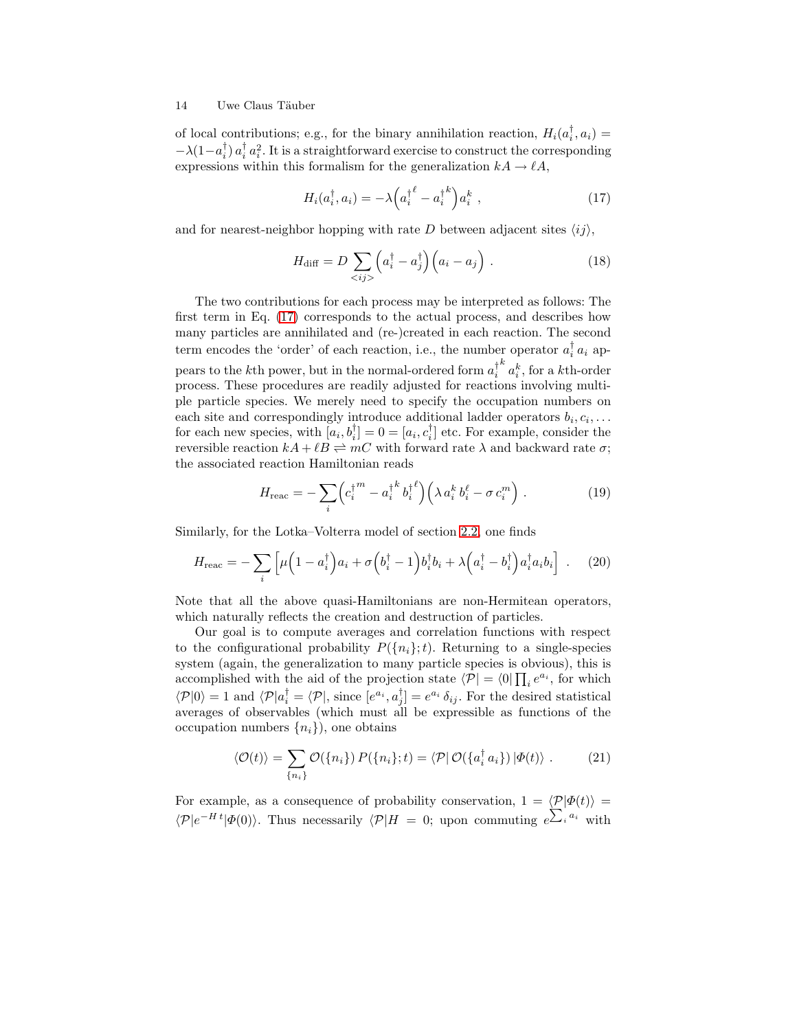of local contributions; e.g., for the binary annihilation reaction, $H_i(a_i^\dagger, a_i) = -\lambda(1 - a_i^\dagger)\, a_i^\dagger\, a_i^2$. It is a straightforward exercise to construct the corresponding expressions within this formalism for the generalization $kA \to \ell A$,

$$H_i(a_i^\dagger, a_i) = -\lambda \Big( {a_i^\dagger}^\ell - {a_i^\dagger}^k \Big) a_i^k \ , \tag{17}$$

and for nearest-neighbor hopping with rate $D$ between adjacent sites $\langle ij \rangle$,

$$H_{\rm diff} = D \sum_{<ij>} \Big( a_i^\dagger - a_j^\dagger \Big) \Big( a_i - a_j \Big) \ . \tag{18}$$

The two contributions for each process may be interpreted as follows: The first term in Eq. (17) corresponds to the actual process, and describes how many particles are annihilated and (re-)created in each reaction. The second term encodes the 'order' of each reaction, i.e., the number operator $a_i^\dagger\, a_i$ appears to the $k$th power, but in the normal-ordered form ${a_i^\dagger}^k\, a_i^k$, for a $k$th-order process. These procedures are readily adjusted for reactions involving multiple particle species. We merely need to specify the occupation numbers on each site and correspondingly introduce additional ladder operators $b_i, c_i, \ldots$ for each new species, with $[a_i, b_i^\dagger] = 0 = [a_i, c_i^\dagger]$ etc. For example, consider the reversible reaction $kA + \ell B \rightleftharpoons mC$ with forward rate $\lambda$ and backward rate $\sigma$; the associated reaction Hamiltonian reads

$$H_{\rm reac} = - \sum_i \Big( {c_i^\dagger}^m - {a_i^\dagger}^k\, {b_i^\dagger}^\ell \Big) \Big( \lambda\, a_i^k\, b_i^\ell - \sigma\, c_i^m \Big) \ . \tag{19}$$

Similarly, for the Lotka–Volterra model of section 2.2, one finds

$$H_{\rm reac} = - \sum_i \Big[ \mu \Big( 1 - a_i^\dagger \Big) a_i + \sigma \Big( b_i^\dagger - 1 \Big) b_i^\dagger b_i + \lambda \Big( a_i^\dagger - b_i^\dagger \Big) a_i^\dagger a_i b_i \Big] \ . \tag{20}$$

Note that all the above quasi-Hamiltonians are non-Hermitean operators, which naturally reflects the creation and destruction of particles.

Our goal is to compute averages and correlation functions with respect to the configurational probability $P(\{n_i\}; t)$. Returning to a single-species system (again, the generalization to many particle species is obvious), this is accomplished with the aid of the projection state $\langle \mathcal{P} | = \langle 0 | \prod_i e^{a_i}$, for which $\langle \mathcal{P} | 0 \rangle = 1$ and $\langle \mathcal{P} | a_i^\dagger = \langle \mathcal{P} |$, since $[e^{a_i}, a_j^\dagger] = e^{a_i}\, \delta_{ij}$. For the desired statistical averages of observables (which must all be expressible as functions of the occupation numbers $\{n_i\}$), one obtains

$$\langle \mathcal{O}(t) \rangle = \sum_{\{n_i\}} \mathcal{O}(\{n_i\})\, P(\{n_i\}; t) = \langle \mathcal{P} |\, \mathcal{O}(\{a_i^\dagger\, a_i\})\, | \Phi(t) \rangle \ . \tag{21}$$

For example, as a consequence of probability conservation, $1 = \langle \mathcal{P} | \Phi(t) \rangle = \langle \mathcal{P} | e^{-H\, t} | \Phi(0) \rangle$. Thus necessarily $\langle \mathcal{P} | H = 0$; upon commuting $e^{\sum_i a_i}$ with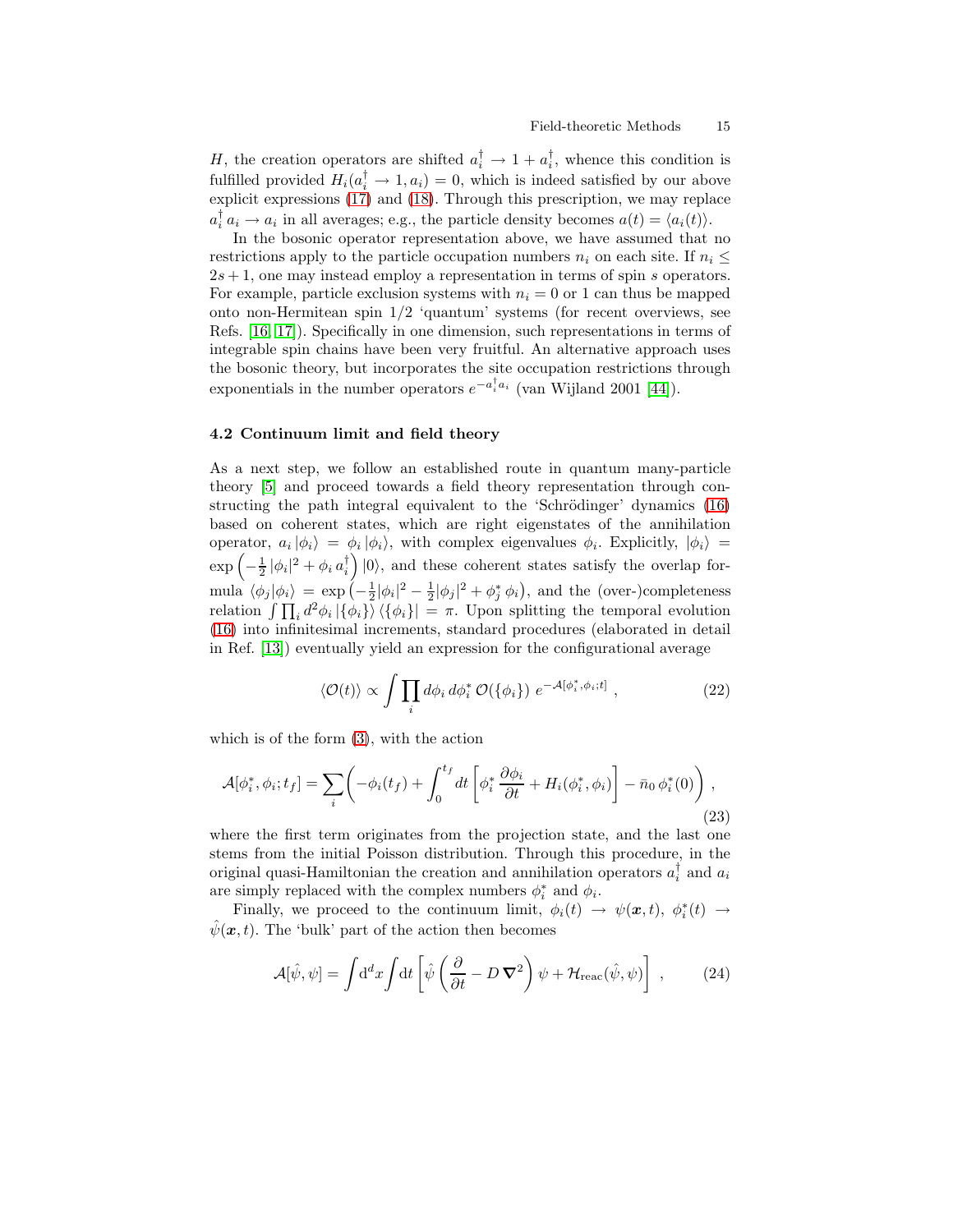$H$, the creation operators are shifted $a_i^\dagger \to 1 + a_i^\dagger$, whence this condition is fulfilled provided $H_i(a_i^\dagger \to 1, a_i) = 0$, which is indeed satisfied by our above explicit expressions (17) and (18). Through this prescription, we may replace $a_i^\dagger a_i \to a_i$ in all averages; e.g., the particle density becomes $a(t) = \langle a_i(t) \rangle$.

In the bosonic operator representation above, we have assumed that no restrictions apply to the particle occupation numbers $n_i$ on each site. If $n_i \leq 2s + 1$, one may instead employ a representation in terms of spin $s$ operators. For example, particle exclusion systems with $n_i = 0$ or $1$ can thus be mapped onto non-Hermitean spin 1/2 'quantum' systems (for recent overviews, see Refs. [16, 17]). Specifically in one dimension, such representations in terms of integrable spin chains have been very fruitful. An alternative approach uses the bosonic theory, but incorporates the site occupation restrictions through exponentials in the number operators $e^{-a_i^\dagger a_i}$ (van Wijland 2001 [44]).

### 4.2 Continuum limit and field theory

As a next step, we follow an established route in quantum many-particle theory [5] and proceed towards a field theory representation through constructing the path integral equivalent to the 'Schrödinger' dynamics (16) based on coherent states, which are right eigenstates of the annihilation operator, $a_i \, |\phi_i\rangle = \phi_i \, |\phi_i\rangle$, with complex eigenvalues $\phi_i$. Explicitly, $|\phi_i\rangle = \exp\left(-\frac{1}{2} |\phi_i|^2 + \phi_i \, a_i^\dagger\right) |0\rangle$, and these coherent states satisfy the overlap formula $\langle \phi_j | \phi_i \rangle = \exp\left(-\frac{1}{2}|\phi_i|^2 - \frac{1}{2}|\phi_j|^2 + \phi_j^* \, \phi_i\right)$, and the (over-)completeness relation $\int \prod_i d^2\phi_i \, |\{\phi_i\}\rangle \, \langle \{\phi_i\}| = \pi$. Upon splitting the temporal evolution (16) into infinitesimal increments, standard procedures (elaborated in detail in Ref. [13]) eventually yield an expression for the configurational average

$$\langle \mathcal{O}(t) \rangle \propto \int \prod_i d\phi_i \, d\phi_i^* \, \mathcal{O}(\{\phi_i\}) \; e^{-\mathcal{A}[\phi_i^*, \phi_i; t]} \; , \tag{22}$$

which is of the form (3), with the action

$$\mathcal{A}[\phi_i^*, \phi_i; t_f] = \sum_i \left( -\phi_i(t_f) + \int_0^{t_f} dt \left[ \phi_i^* \, \frac{\partial \phi_i}{\partial t} + H_i(\phi_i^*, \phi_i) \right] - \bar{n}_0 \, \phi_i^*(0) \right) , \tag{23}$$

where the first term originates from the projection state, and the last one stems from the initial Poisson distribution. Through this procedure, in the original quasi-Hamiltonian the creation and annihilation operators $a_i^\dagger$ and $a_i$ are simply replaced with the complex numbers $\phi_i^*$ and $\phi_i$.

Finally, we proceed to the continuum limit, $\phi_i(t) \to \psi(\boldsymbol{x}, t)$, $\phi_i^*(t) \to \hat{\psi}(\boldsymbol{x}, t)$. The 'bulk' part of the action then becomes

$$\mathcal{A}[\hat{\psi}, \psi] = \int \mathrm{d}^d x \int \mathrm{d}t \left[ \hat{\psi} \left( \frac{\partial}{\partial t} - D \, \boldsymbol{\nabla}^2 \right) \psi + \mathcal{H}_{\rm reac}(\hat{\psi}, \psi) \right] \; , \tag{24}$$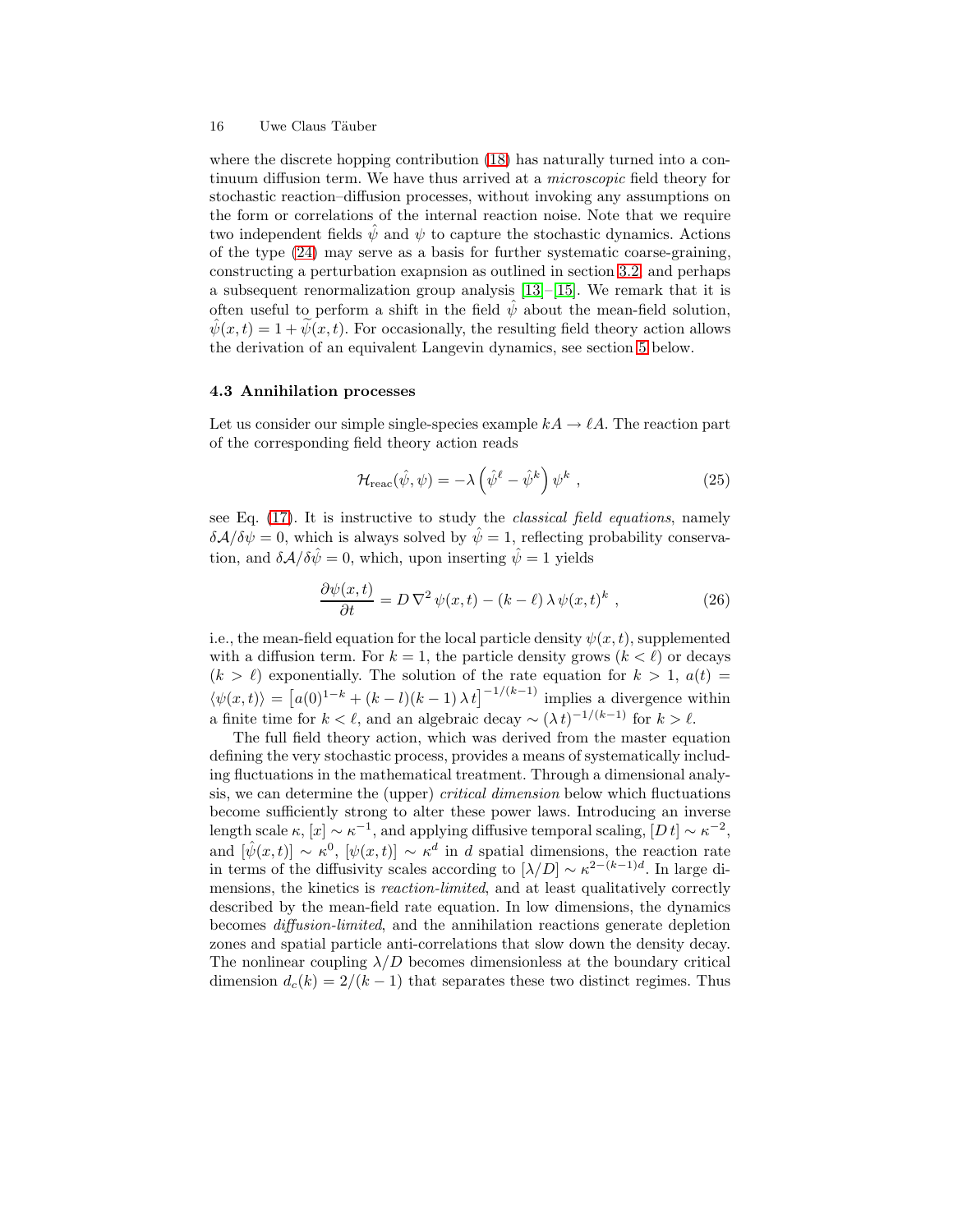where the discrete hopping contribution (18) has naturally turned into a continuum diffusion term. We have thus arrived at a *microscopic* field theory for stochastic reaction–diffusion processes, without invoking any assumptions on the form or correlations of the internal reaction noise. Note that we require two independent fields $\hat{\psi}$ and $\psi$ to capture the stochastic dynamics. Actions of the type (24) may serve as a basis for further systematic coarse-graining, constructing a perturbation exapnsion as outlined in section 3.2, and perhaps a subsequent renormalization group analysis [13]–[15]. We remark that it is often useful to perform a shift in the field $\hat{\psi}$ about the mean-field solution, $\hat{\psi}(x,t) = 1 + \widetilde{\psi}(x,t)$. For occasionally, the resulting field theory action allows the derivation of an equivalent Langevin dynamics, see section 5 below.

### 4.3 Annihilation processes

Let us consider our simple single-species example $kA \to \ell A$. The reaction part of the corresponding field theory action reads

$$\mathcal{H}_{\text{reac}}(\hat{\psi}, \psi) = -\lambda \left( \hat{\psi}^\ell - \hat{\psi}^k \right) \psi^k \ , \tag{25}$$

see Eq. (17). It is instructive to study the *classical field equations*, namely $\delta \mathcal{A} / \delta \psi = 0$, which is always solved by $\hat{\psi} = 1$, reflecting probability conservation, and $\delta \mathcal{A} / \delta \hat{\psi} = 0$, which, upon inserting $\hat{\psi} = 1$ yields

$$\frac{\partial \psi(x,t)}{\partial t} = D \, \nabla^2 \, \psi(x,t) - (k - \ell) \, \lambda \, \psi(x,t)^k \ , \tag{26}$$

i.e., the mean-field equation for the local particle density $\psi(x,t)$, supplemented with a diffusion term. For $k = 1$, the particle density grows ($k < \ell$) or decays ($k > \ell$) exponentially. The solution of the rate equation for $k > 1$, $a(t) = \langle \psi(x,t) \rangle = \left[ a(0)^{1-k} + (k-l)(k-1) \, \lambda \, t \right]^{-1/(k-1)}$ implies a divergence within a finite time for $k < \ell$, and an algebraic decay $\sim (\lambda \, t)^{-1/(k-1)}$ for $k > \ell$.

The full field theory action, which was derived from the master equation defining the very stochastic process, provides a means of systematically including fluctuations in the mathematical treatment. Through a dimensional analysis, we can determine the (upper) *critical dimension* below which fluctuations become sufficiently strong to alter these power laws. Introducing an inverse length scale $\kappa$, $[x] \sim \kappa^{-1}$, and applying diffusive temporal scaling, $[D \, t] \sim \kappa^{-2}$, and $[\hat{\psi}(x,t)] \sim \kappa^0$, $[\psi(x,t)] \sim \kappa^d$ in $d$ spatial dimensions, the reaction rate in terms of the diffusivity scales according to $[\lambda / D] \sim \kappa^{2-(k-1)d}$. In large dimensions, the kinetics is *reaction-limited*, and at least qualitatively correctly described by the mean-field rate equation. In low dimensions, the dynamics becomes *diffusion-limited*, and the annihilation reactions generate depletion zones and spatial particle anti-correlations that slow down the density decay. The nonlinear coupling $\lambda / D$ becomes dimensionless at the boundary critical dimension $d_c(k) = 2/(k-1)$ that separates these two distinct regimes. Thus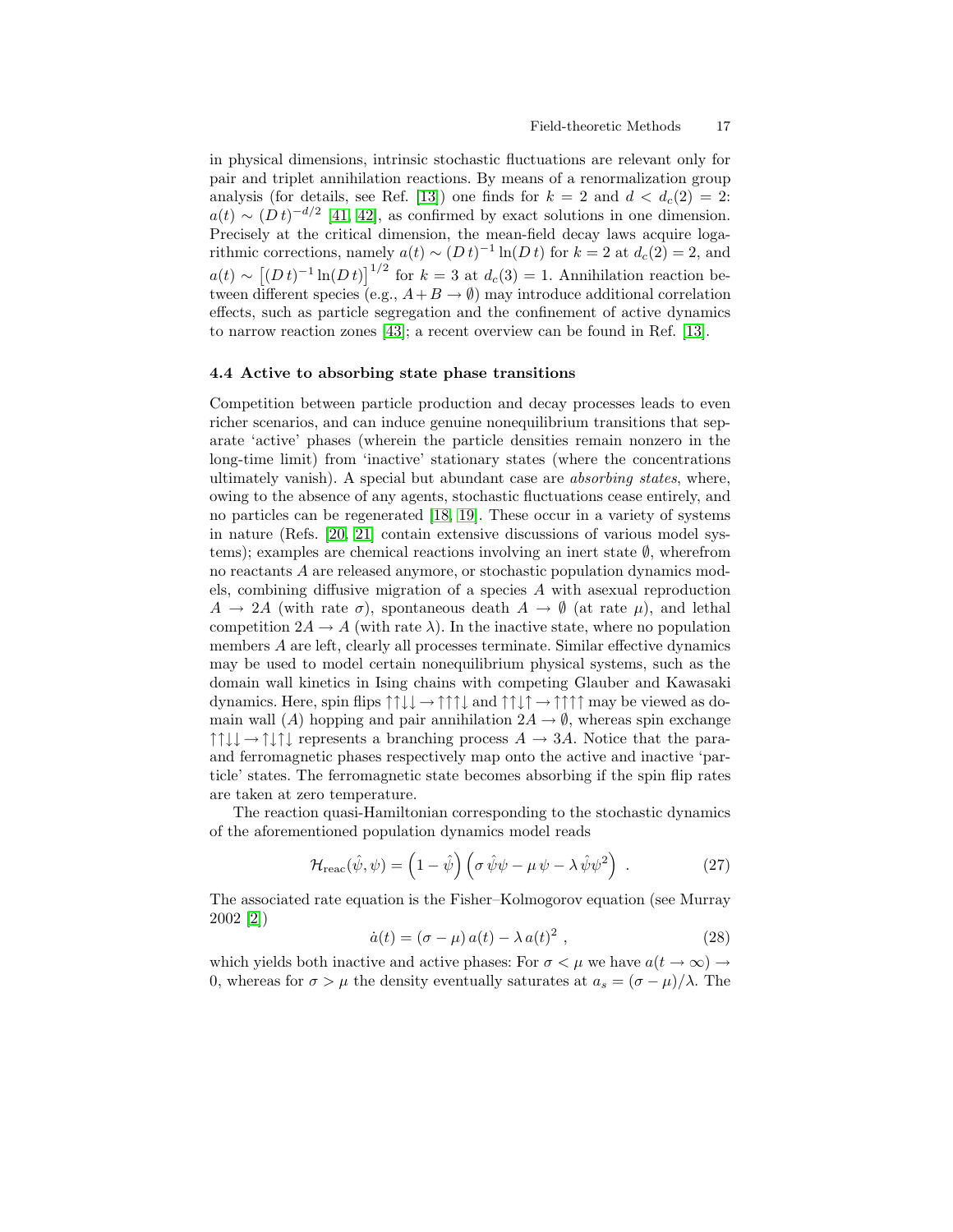in physical dimensions, intrinsic stochastic fluctuations are relevant only for pair and triplet annihilation reactions. By means of a renormalization group analysis (for details, see Ref. [13]) one finds for $k = 2$ and $d < d_c(2) = 2$: $a(t) \sim (D\,t)^{-d/2}$ [41, 42], as confirmed by exact solutions in one dimension. Precisely at the critical dimension, the mean-field decay laws acquire logarithmic corrections, namely $a(t) \sim (D\,t)^{-1} \ln(D\,t)$ for $k = 2$ at $d_c(2) = 2$, and $a(t) \sim \left[(D\,t)^{-1} \ln(D\,t)\right]^{1/2}$ for $k = 3$ at $d_c(3) = 1$. Annihilation reaction between different species (e.g., $A + B \to \emptyset$) may introduce additional correlation effects, such as particle segregation and the confinement of active dynamics to narrow reaction zones [43]; a recent overview can be found in Ref. [13].

### 4.4 Active to absorbing state phase transitions

Competition between particle production and decay processes leads to even richer scenarios, and can induce genuine nonequilibrium transitions that separate 'active' phases (wherein the particle densities remain nonzero in the long-time limit) from 'inactive' stationary states (where the concentrations ultimately vanish). A special but abundant case are *absorbing states*, where, owing to the absence of any agents, stochastic fluctuations cease entirely, and no particles can be regenerated [18, 19]. These occur in a variety of systems in nature (Refs. [20, 21] contain extensive discussions of various model systems); examples are chemical reactions involving an inert state $\emptyset$, wherefrom no reactants $A$ are released anymore, or stochastic population dynamics models, combining diffusive migration of a species $A$ with asexual reproduction $A \to 2A$ (with rate $\sigma$), spontaneous death $A \to \emptyset$ (at rate $\mu$), and lethal competition $2A \to A$ (with rate $\lambda$). In the inactive state, where no population members $A$ are left, clearly all processes terminate. Similar effective dynamics may be used to model certain nonequilibrium physical systems, such as the domain wall kinetics in Ising chains with competing Glauber and Kawasaki dynamics. Here, spin flips $\uparrow\uparrow\downarrow\downarrow \to \uparrow\uparrow\uparrow\downarrow$ and $\uparrow\uparrow\downarrow\uparrow \to \uparrow\uparrow\uparrow\uparrow$ may be viewed as domain wall ($A$) hopping and pair annihilation $2A \to \emptyset$, whereas spin exchange $\uparrow\uparrow\downarrow\downarrow \to \uparrow\downarrow\uparrow\downarrow$ represents a branching process $A \to 3A$. Notice that the para- and ferromagnetic phases respectively map onto the active and inactive 'particle' states. The ferromagnetic state becomes absorbing if the spin flip rates are taken at zero temperature.

The reaction quasi-Hamiltonian corresponding to the stochastic dynamics of the aforementioned population dynamics model reads

$$\mathcal{H}_{\text{reac}}(\hat{\psi}, \psi) = \left(1 - \hat{\psi}\right) \left(\sigma\, \hat{\psi}\psi - \mu\, \psi - \lambda\, \hat{\psi}\psi^2\right) \ . \tag{27}$$

The associated rate equation is the Fisher–Kolmogorov equation (see Murray 2002 [2])

$$\dot{a}(t) = (\sigma - \mu)\, a(t) - \lambda\, a(t)^2 \ , \tag{28}$$

which yields both inactive and active phases: For $\sigma < \mu$ we have $a(t \to \infty) \to 0$, whereas for $\sigma > \mu$ the density eventually saturates at $a_s = (\sigma - \mu)/\lambda$. The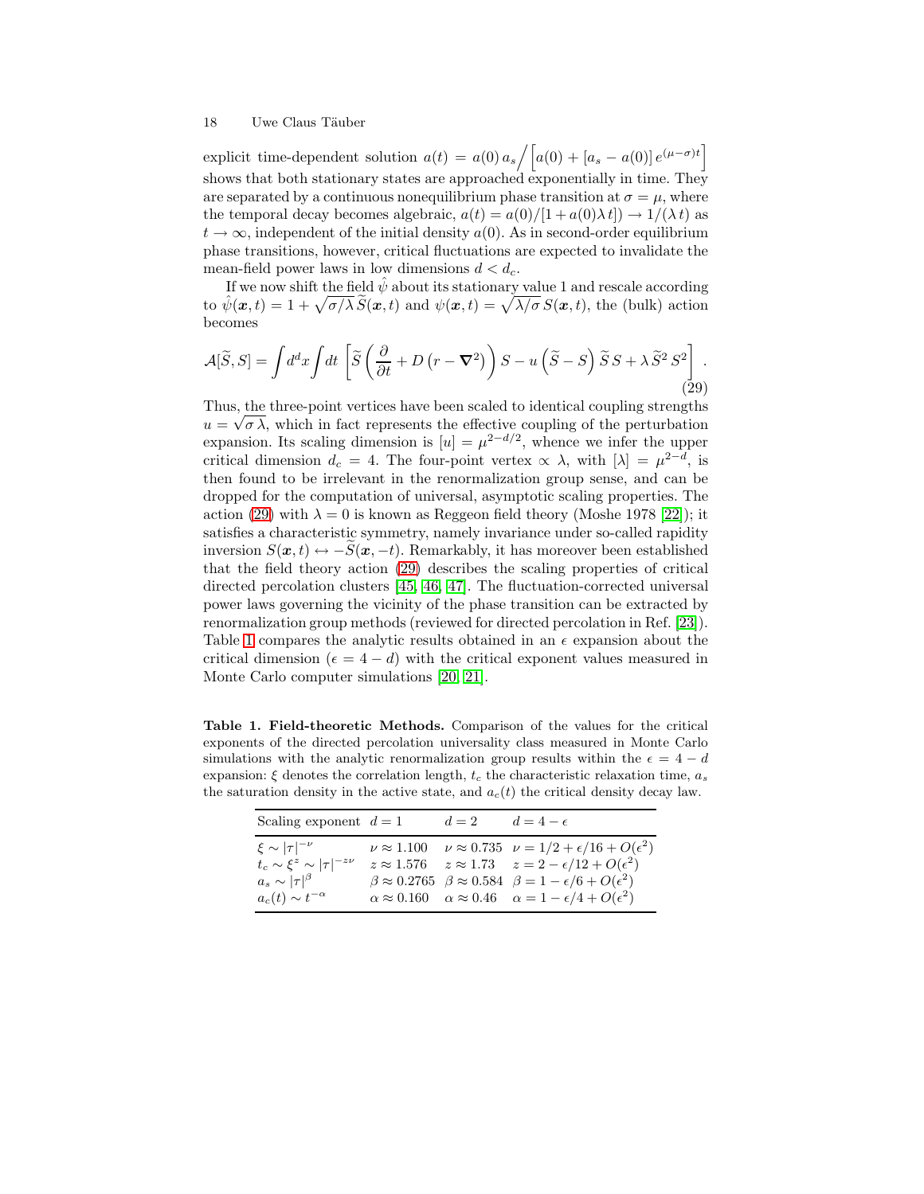explicit time-dependent solution $a(t) = a(0)\, a_s \Big/ \Big[a(0) + [a_s - a(0)]\, e^{(\mu-\sigma)t}\Big]$ shows that both stationary states are approached exponentially in time. They are separated by a continuous nonequilibrium phase transition at $\sigma = \mu$, where the temporal decay becomes algebraic, $a(t) = a(0)/[1 + a(0)\lambda t]) \to 1/(\lambda t)$ as $t \to \infty$, independent of the initial density $a(0)$. As in second-order equilibrium phase transitions, however, critical fluctuations are expected to invalidate the mean-field power laws in low dimensions $d < d_c$.

If we now shift the field $\hat{\psi}$ about its stationary value 1 and rescale according to $\hat{\psi}(\boldsymbol{x}, t) = 1 + \sqrt{\sigma/\lambda}\, \widetilde{S}(\boldsymbol{x}, t)$ and $\psi(\boldsymbol{x}, t) = \sqrt{\lambda/\sigma}\, S(\boldsymbol{x}, t)$, the (bulk) action becomes

$$\mathcal{A}[\widetilde{S}, S] = \int d^d x \int dt \left[ \widetilde{S} \left( \frac{\partial}{\partial t} + D \left( r - \boldsymbol{\nabla}^2 \right) \right) S - u \left( \widetilde{S} - S \right) \widetilde{S}\, S + \lambda\, \widetilde{S}^2 S^2 \right] . \tag{29}$$

Thus, the three-point vertices have been scaled to identical coupling strengths $u = \sqrt{\sigma \lambda}$, which in fact represents the effective coupling of the perturbation expansion. Its scaling dimension is $[u] = \mu^{2-d/2}$, whence we infer the upper critical dimension $d_c = 4$. The four-point vertex $\propto \lambda$, with $[\lambda] = \mu^{2-d}$, is then found to be irrelevant in the renormalization group sense, and can be dropped for the computation of universal, asymptotic scaling properties. The action (29) with $\lambda = 0$ is known as Reggeon field theory (Moshe 1978 [22]); it satisfies a characteristic symmetry, namely invariance under so-called rapidity inversion $S(\boldsymbol{x}, t) \leftrightarrow -\widetilde{S}(\boldsymbol{x}, -t)$. Remarkably, it has moreover been established that the field theory action (29) describes the scaling properties of critical directed percolation clusters [45, 46, 47]. The fluctuation-corrected universal power laws governing the vicinity of the phase transition can be extracted by renormalization group methods (reviewed for directed percolation in Ref. [23]). Table 1 compares the analytic results obtained in an $\epsilon$ expansion about the critical dimension ($\epsilon = 4 - d$) with the critical exponent values measured in Monte Carlo computer simulations [20, 21].

**Table 1. Field-theoretic Methods.** Comparison of the values for the critical exponents of the directed percolation universality class measured in Monte Carlo simulations with the analytic renormalization group results within the $\epsilon = 4 - d$ expansion: $\xi$ denotes the correlation length, $t_c$ the characteristic relaxation time, $a_s$ the saturation density in the active state, and $a_c(t)$ the critical density decay law.

| Scaling exponent | $d = 1$ | $d = 2$ | $d = 4 - \epsilon$ |
|---|---|---|---|
| $\xi \sim \lvert\tau\rvert^{-\nu}$ | $\nu \approx 1.100$ | $\nu \approx 0.735$ | $\nu = 1/2 + \epsilon/16 + O(\epsilon^2)$ |
| $t_c \sim \xi^z \sim \lvert\tau\rvert^{-z\nu}$ | $z \approx 1.576$ | $z \approx 1.73$ | $z = 2 - \epsilon/12 + O(\epsilon^2)$ |
| $a_s \sim \lvert\tau\rvert^{\beta}$ | $\beta \approx 0.2765$ | $\beta \approx 0.584$ | $\beta = 1 - \epsilon/6 + O(\epsilon^2)$ |
| $a_c(t) \sim t^{-\alpha}$ | $\alpha \approx 0.160$ | $\alpha \approx 0.46$ | $\alpha = 1 - \epsilon/4 + O(\epsilon^2)$ |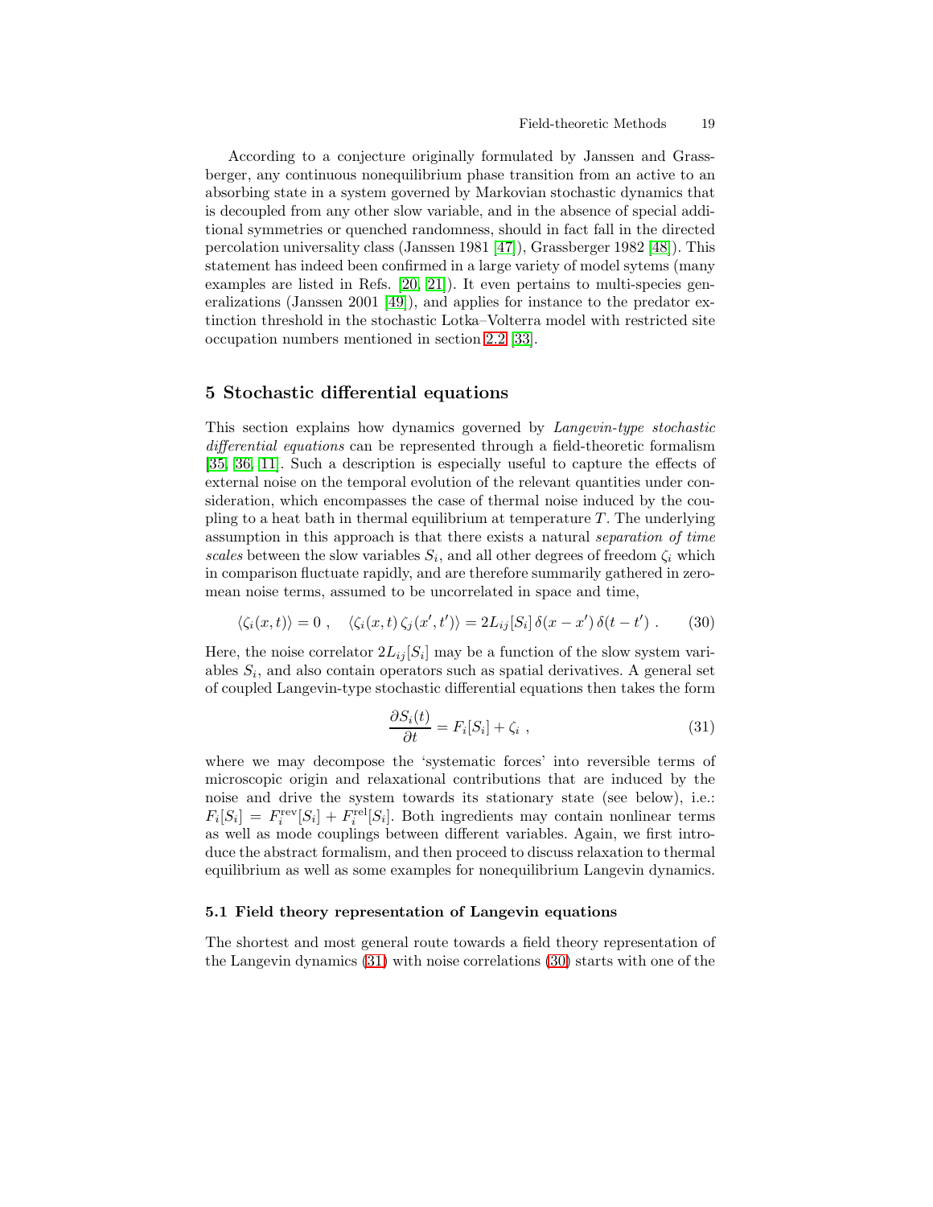According to a conjecture originally formulated by Janssen and Grassberger, any continuous nonequilibrium phase transition from an active to an absorbing state in a system governed by Markovian stochastic dynamics that is decoupled from any other slow variable, and in the absence of special additional symmetries or quenched randomness, should in fact fall in the directed percolation universality class (Janssen 1981 [47]), Grassberger 1982 [48]). This statement has indeed been confirmed in a large variety of model sytems (many examples are listed in Refs. [20, 21]). It even pertains to multi-species generalizations (Janssen 2001 [49]), and applies for instance to the predator extinction threshold in the stochastic Lotka–Volterra model with restricted site occupation numbers mentioned in section 2.2 [33].

## 5 Stochastic differential equations

This section explains how dynamics governed by *Langevin-type stochastic differential equations* can be represented through a field-theoretic formalism [35, 36, 11]. Such a description is especially useful to capture the effects of external noise on the temporal evolution of the relevant quantities under consideration, which encompasses the case of thermal noise induced by the coupling to a heat bath in thermal equilibrium at temperature $T$. The underlying assumption in this approach is that there exists a natural *separation of time scales* between the slow variables $S_i$, and all other degrees of freedom $\zeta_i$ which in comparison fluctuate rapidly, and are therefore summarily gathered in zero-mean noise terms, assumed to be uncorrelated in space and time,

$$\langle \zeta_i(x,t) \rangle = 0 \ , \quad \langle \zeta_i(x,t) \, \zeta_j(x',t') \rangle = 2L_{ij}[S_i] \, \delta(x-x') \, \delta(t-t') \ . \tag{30}$$

Here, the noise correlator $2L_{ij}[S_i]$ may be a function of the slow system variables $S_i$, and also contain operators such as spatial derivatives. A general set of coupled Langevin-type stochastic differential equations then takes the form

$$\frac{\partial S_i(t)}{\partial t} = F_i[S_i] + \zeta_i \ , \tag{31}$$

where we may decompose the 'systematic forces' into reversible terms of microscopic origin and relaxational contributions that are induced by the noise and drive the system towards its stationary state (see below), i.e.: $F_i[S_i] = F_i^{\text{rev}}[S_i] + F_i^{\text{rel}}[S_i]$. Both ingredients may contain nonlinear terms as well as mode couplings between different variables. Again, we first introduce the abstract formalism, and then proceed to discuss relaxation to thermal equilibrium as well as some examples for nonequilibrium Langevin dynamics.

### 5.1 Field theory representation of Langevin equations

The shortest and most general route towards a field theory representation of the Langevin dynamics (31) with noise correlations (30) starts with one of the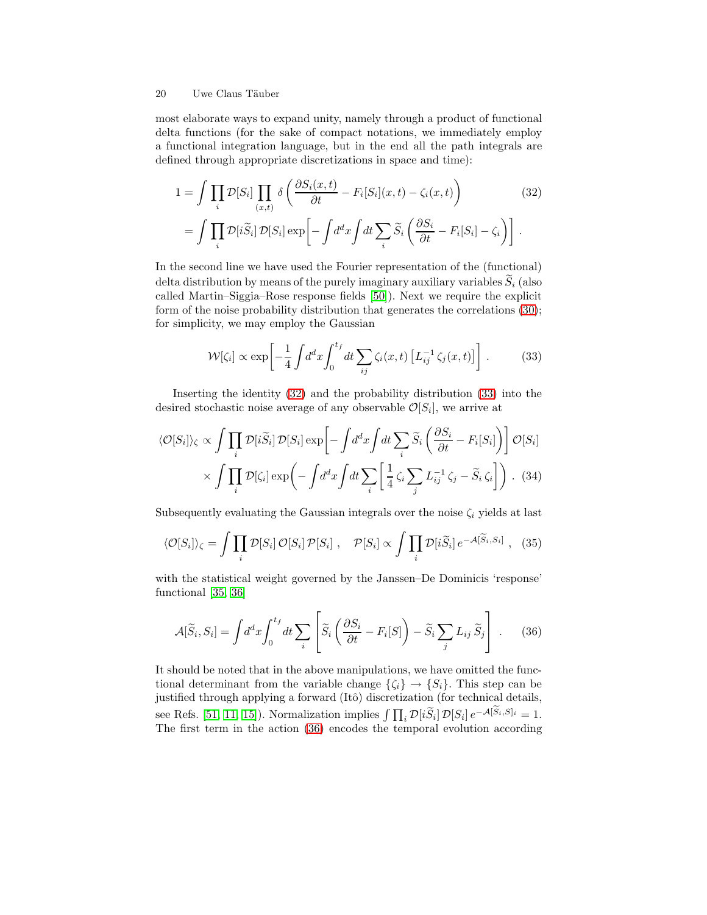most elaborate ways to expand unity, namely through a product of functional delta functions (for the sake of compact notations, we immediately employ a functional integration language, but in the end all the path integrals are defined through appropriate discretizations in space and time):

$$
\begin{aligned}
1 &= \int \prod_i \mathcal{D}[S_i] \prod_{(x,t)} \delta\left(\frac{\partial S_i(x,t)}{\partial t} - F_i[S_i](x,t) - \zeta_i(x,t)\right) \\
&= \int \prod_i \mathcal{D}[i\widetilde{S}_i]\, \mathcal{D}[S_i] \exp\!\left[-\int d^d x \int dt \sum_i \widetilde{S}_i \left(\frac{\partial S_i}{\partial t} - F_i[S_i] - \zeta_i\right)\right] .
\end{aligned} \tag{32}
$$

In the second line we have used the Fourier representation of the (functional) delta distribution by means of the purely imaginary auxiliary variables $\widetilde{S}_i$ (also called Martin–Siggia–Rose response fields [50]). Next we require the explicit form of the noise probability distribution that generates the correlations (30); for simplicity, we may employ the Gaussian

$$
\mathcal{W}[\zeta_i] \propto \exp\!\left[-\frac{1}{4}\int d^d x \int_0^{t_f} dt \sum_{ij} \zeta_i(x,t) \left[L_{ij}^{-1}\, \zeta_j(x,t)\right]\right] . \tag{33}
$$

Inserting the identity (32) and the probability distribution (33) into the desired stochastic noise average of any observable $\mathcal{O}[S_i]$, we arrive at

$$
\begin{aligned}
\langle \mathcal{O}[S_i] \rangle_\zeta \propto& \int \prod_i \mathcal{D}[i\widetilde{S}_i]\, \mathcal{D}[S_i] \exp\!\left[-\int d^d x \int dt \sum_i \widetilde{S}_i \left(\frac{\partial S_i}{\partial t} - F_i[S_i]\right)\right] \mathcal{O}[S_i] \\
&\times \int \prod_i \mathcal{D}[\zeta_i] \exp\!\left(-\int d^d x \int dt \sum_i \left[\frac{1}{4}\, \zeta_i \sum_j L_{ij}^{-1}\, \zeta_j - \widetilde{S}_i\, \zeta_i\right]\right) .
\end{aligned} \tag{34}
$$

Subsequently evaluating the Gaussian integrals over the noise $\zeta_i$ yields at last

$$
\langle \mathcal{O}[S_i] \rangle_\zeta = \int \prod_i \mathcal{D}[S_i]\, \mathcal{O}[S_i]\, \mathcal{P}[S_i] \ , \quad \mathcal{P}[S_i] \propto \int \prod_i \mathcal{D}[i\widetilde{S}_i]\, e^{-\mathcal{A}[\widetilde{S}_i, S_i]} \ , \tag{35}
$$

with the statistical weight governed by the Janssen–De Dominicis 'response' functional [35, 36]

$$
\mathcal{A}[\widetilde{S}_i, S_i] = \int d^d x \int_0^{t_f} dt \sum_i \left[\widetilde{S}_i \left(\frac{\partial S_i}{\partial t} - F_i[S]\right) - \widetilde{S}_i \sum_j L_{ij}\, \widetilde{S}_j\right] . \tag{36}
$$

It should be noted that in the above manipulations, we have omitted the functional determinant from the variable change $\{\zeta_i\} \to \{S_i\}$. This step can be justified through applying a forward (Itô) discretization (for technical details, see Refs. [51, 11, 15]). Normalization implies $\int \prod_i \mathcal{D}[i\widetilde{S}_i]\, \mathcal{D}[S_i]\, e^{-\mathcal{A}[\widetilde{S}_i, S]_i} = 1$. The first term in the action (36) encodes the temporal evolution according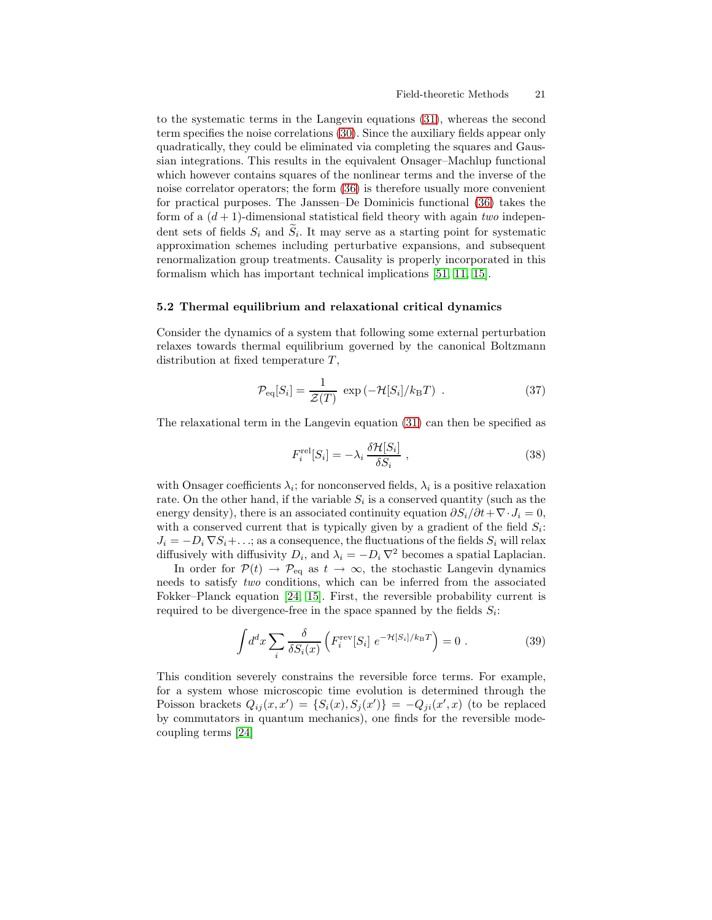to the systematic terms in the Langevin equations (31), whereas the second term specifies the noise correlations (30). Since the auxiliary fields appear only quadratically, they could be eliminated via completing the squares and Gaussian integrations. This results in the equivalent Onsager–Machlup functional which however contains squares of the nonlinear terms and the inverse of the noise correlator operators; the form (36) is therefore usually more convenient for practical purposes. The Janssen–De Dominicis functional (36) takes the form of a $(d+1)$-dimensional statistical field theory with again *two* independent sets of fields $S_i$ and $\widetilde{S}_i$. It may serve as a starting point for systematic approximation schemes including perturbative expansions, and subsequent renormalization group treatments. Causality is properly incorporated in this formalism which has important technical implications [51, 11, 15].

### 5.2 Thermal equilibrium and relaxational critical dynamics

Consider the dynamics of a system that following some external perturbation relaxes towards thermal equilibrium governed by the canonical Boltzmann distribution at fixed temperature $T$,

$$\mathcal{P}_{\rm eq}[S_i] = \frac{1}{\mathcal{Z}(T)} \, \exp\left(-\mathcal{H}[S_i]/k_{\rm B}T\right) \, . \tag{37}$$

The relaxational term in the Langevin equation (31) can then be specified as

$$F_i^{\rm rel}[S_i] = -\lambda_i \, \frac{\delta \mathcal{H}[S_i]}{\delta S_i} \, , \tag{38}$$

with Onsager coefficients $\lambda_i$; for nonconserved fields, $\lambda_i$ is a positive relaxation rate. On the other hand, if the variable $S_i$ is a conserved quantity (such as the energy density), there is an associated continuity equation $\partial S_i/\partial t + \nabla \cdot J_i = 0$, with a conserved current that is typically given by a gradient of the field $S_i$: $J_i = -D_i \, \nabla S_i + \ldots$; as a consequence, the fluctuations of the fields $S_i$ will relax diffusively with diffusivity $D_i$, and $\lambda_i = -D_i \, \nabla^2$ becomes a spatial Laplacian.

In order for $\mathcal{P}(t) \to \mathcal{P}_{\rm eq}$ as $t \to \infty$, the stochastic Langevin dynamics needs to satisfy *two* conditions, which can be inferred from the associated Fokker–Planck equation [24, 15]. First, the reversible probability current is required to be divergence-free in the space spanned by the fields $S_i$:

$$\int d^d x \sum_i \frac{\delta}{\delta S_i(x)} \left( F_i^{\rm rev}[S_i] \; e^{-\mathcal{H}[S_i]/k_{\rm B}T} \right) = 0 \, . \tag{39}$$

This condition severely constrains the reversible force terms. For example, for a system whose microscopic time evolution is determined through the Poisson brackets $Q_{ij}(x, x') = \{S_i(x), S_j(x')\} = -Q_{ji}(x', x)$ (to be replaced by commutators in quantum mechanics), one finds for the reversible mode-coupling terms [24]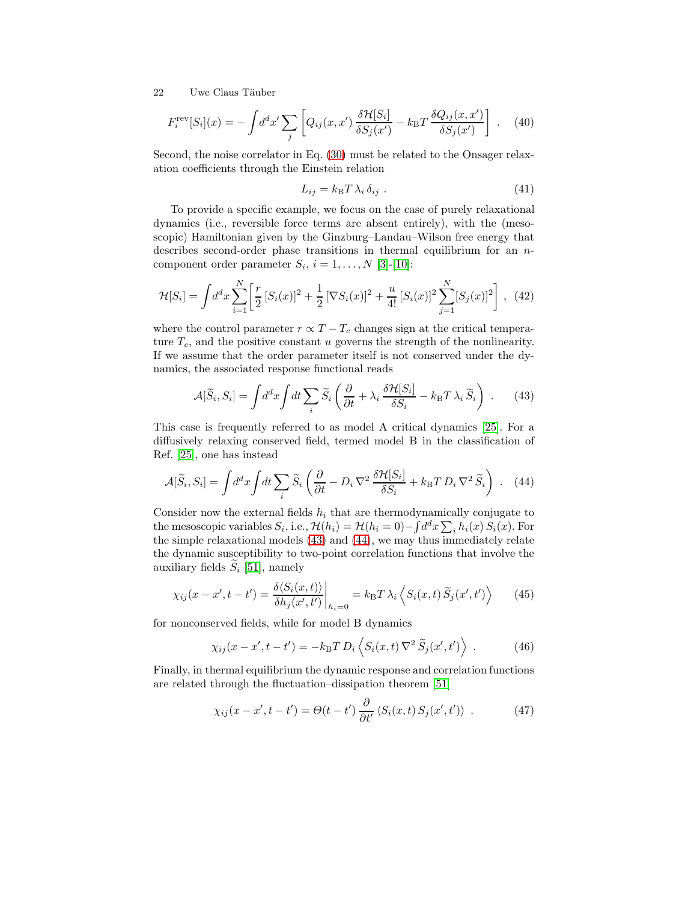$$F_i^{\rm rev}[S_i](x) = -\int d^d x' \sum_j \left[ Q_{ij}(x,x') \, \frac{\delta \mathcal{H}[S_i]}{\delta S_j(x')} - k_{\rm B} T \, \frac{\delta Q_{ij}(x,x')}{\delta S_j(x')} \right] \ . \qquad (40)$$

Second, the noise correlator in Eq. (30) must be related to the Onsager relaxation coefficients through the Einstein relation

$$L_{ij} = k_{\rm B} T \, \lambda_i \, \delta_{ij} \ . \qquad (41)$$

To provide a specific example, we focus on the case of purely relaxational dynamics (i.e., reversible force terms are absent entirely), with the (mesoscopic) Hamiltonian given by the Ginzburg–Landau–Wilson free energy that describes second-order phase transitions in thermal equilibrium for an $n$-component order parameter $S_i$, $i = 1, \ldots, N$ [3]-[10]:

$$\mathcal{H}[S_i] = \int d^d x \sum_{i=1}^{N} \left[ \frac{r}{2} \, [S_i(x)]^2 + \frac{1}{2} \, [\nabla S_i(x)]^2 + \frac{u}{4!} \, [S_i(x)]^2 \sum_{j=1}^{N} [S_j(x)]^2 \right] \ , \quad (42)$$

where the control parameter $r \propto T - T_c$ changes sign at the critical temperature $T_c$, and the positive constant $u$ governs the strength of the nonlinearity. If we assume that the order parameter itself is not conserved under the dynamics, the associated response functional reads

$$\mathcal{A}[\widetilde{S}_i, S_i] = \int d^d x \int dt \sum_i \widetilde{S}_i \left( \frac{\partial}{\partial t} + \lambda_i \, \frac{\delta \mathcal{H}[S_i]}{\delta S_i} - k_{\rm B} T \, \lambda_i \, \widetilde{S}_i \right) \ . \qquad (43)$$

This case is frequently referred to as model A critical dynamics [25]. For a diffusively relaxing conserved field, termed model B in the classification of Ref. [25], one has instead

$$\mathcal{A}[\widetilde{S}_i, S_i] = \int d^d x \int dt \sum_i \widetilde{S}_i \left( \frac{\partial}{\partial t} - D_i \, \nabla^2 \, \frac{\delta \mathcal{H}[S_i]}{\delta S_i} + k_{\rm B} T \, D_i \, \nabla^2 \, \widetilde{S}_i \right) \ . \quad (44)$$

Consider now the external fields $h_i$ that are thermodynamically conjugate to the mesoscopic variables $S_i$, i.e., $\mathcal{H}(h_i) = \mathcal{H}(h_i = 0) - \int d^d x \sum_i h_i(x) \, S_i(x)$. For the simple relaxational models (43) and (44), we may thus immediately relate the dynamic susceptibility to two-point correlation functions that involve the auxiliary fields $\widetilde{S}_i$ [51], namely

$$\chi_{ij}(x - x', t - t') = \frac{\delta \langle S_i(x,t) \rangle}{\delta h_j(x',t')} \bigg|_{h_i = 0} = k_{\rm B} T \, \lambda_i \left\langle S_i(x,t) \, \widetilde{S}_j(x',t') \right\rangle \qquad (45)$$

for nonconserved fields, while for model B dynamics

$$\chi_{ij}(x - x', t - t') = -k_{\rm B} T \, D_i \left\langle S_i(x,t) \, \nabla^2 \, \widetilde{S}_j(x',t') \right\rangle \ . \qquad (46)$$

Finally, in thermal equilibrium the dynamic response and correlation functions are related through the fluctuation–dissipation theorem [51]

$$\chi_{ij}(x - x', t - t') = \Theta(t - t') \, \frac{\partial}{\partial t'} \, \langle S_i(x,t) \, S_j(x',t') \rangle \ . \qquad (47)$$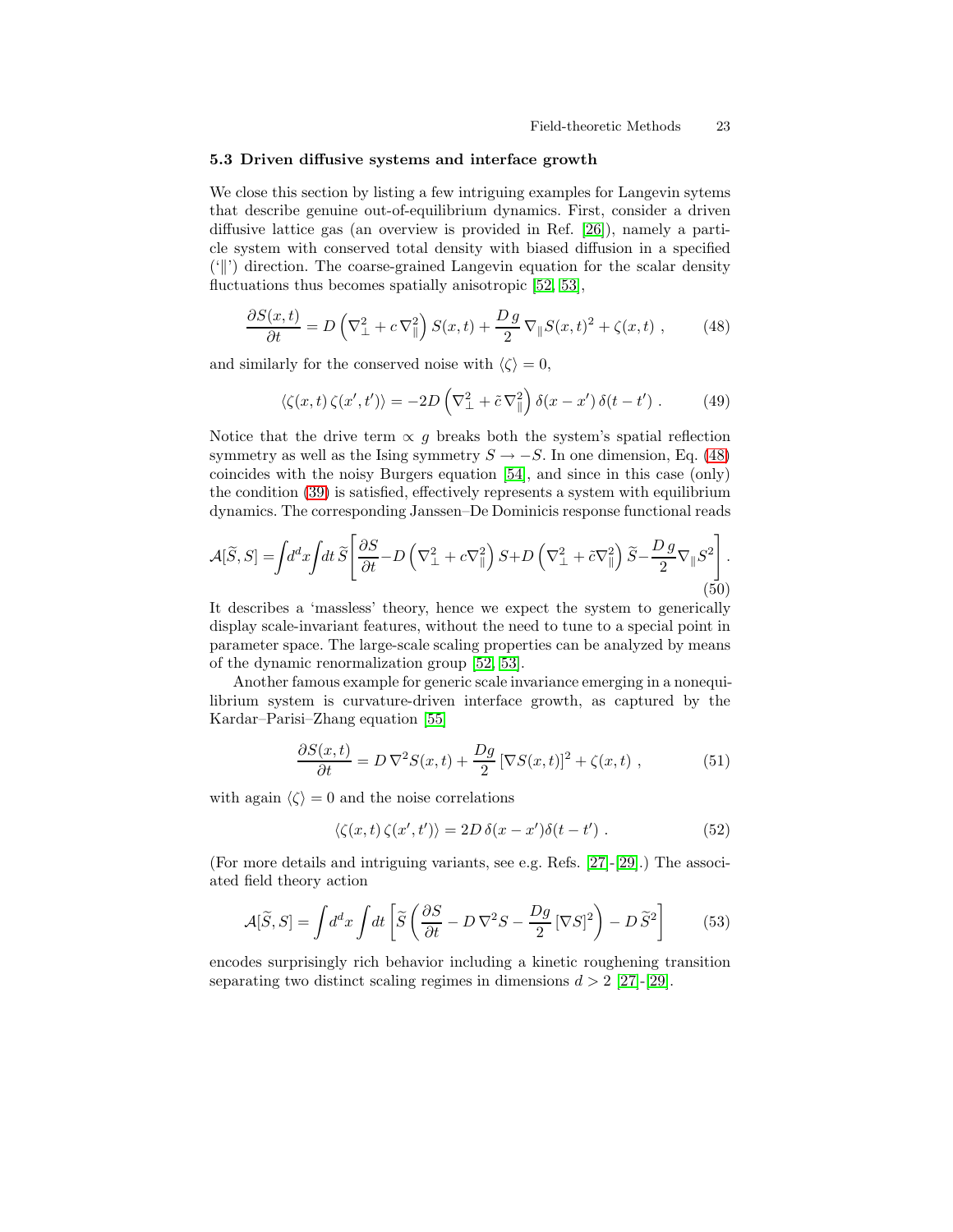### 5.3 Driven diffusive systems and interface growth

We close this section by listing a few intriguing examples for Langevin sytems that describe genuine out-of-equilibrium dynamics. First, consider a driven diffusive lattice gas (an overview is provided in Ref. [26]), namely a particle system with conserved total density with biased diffusion in a specified ('$\|$') direction. The coarse-grained Langevin equation for the scalar density fluctuations thus becomes spatially anisotropic [52, 53],

$$\frac{\partial S(x,t)}{\partial t} = D \left( \nabla_\perp^2 + c \, \nabla_\|^2 \right) S(x,t) + \frac{D \, g}{2} \, \nabla_\| S(x,t)^2 + \zeta(x,t) \ , \tag{48}$$

and similarly for the conserved noise with $\langle \zeta \rangle = 0$,

$$\langle \zeta(x,t) \, \zeta(x',t') \rangle = -2D \left( \nabla_\perp^2 + \tilde{c} \, \nabla_\|^2 \right) \delta(x-x') \, \delta(t-t') \ . \tag{49}$$

Notice that the drive term $\propto g$ breaks both the system's spatial reflection symmetry as well as the Ising symmetry $S \to -S$. In one dimension, Eq. (48) coincides with the noisy Burgers equation [54], and since in this case (only) the condition (39) is satisfied, effectively represents a system with equilibrium dynamics. The corresponding Janssen–De Dominicis response functional reads

$$\mathcal{A}[\widetilde{S},S] = \int d^d x \int dt \, \widetilde{S} \left[ \frac{\partial S}{\partial t} - D \left( \nabla_\perp^2 + c \nabla_\|^2 \right) S + D \left( \nabla_\perp^2 + \tilde{c} \nabla_\|^2 \right) \widetilde{S} - \frac{D \, g}{2} \nabla_\| S^2 \right] . \tag{50}$$

It describes a 'massless' theory, hence we expect the system to generically display scale-invariant features, without the need to tune to a special point in parameter space. The large-scale scaling properties can be analyzed by means of the dynamic renormalization group [52, 53].

Another famous example for generic scale invariance emerging in a nonequilibrium system is curvature-driven interface growth, as captured by the Kardar–Parisi–Zhang equation [55]

$$\frac{\partial S(x,t)}{\partial t} = D \, \nabla^2 S(x,t) + \frac{Dg}{2} \left[ \nabla S(x,t) \right]^2 + \zeta(x,t) \ , \tag{51}$$

with again $\langle \zeta \rangle = 0$ and the noise correlations

$$\langle \zeta(x,t) \, \zeta(x',t') \rangle = 2D \, \delta(x-x') \delta(t-t') \ . \tag{52}$$

(For more details and intriguing variants, see e.g. Refs. [27]-[29].) The associated field theory action

$$\mathcal{A}[\widetilde{S},S] = \int d^d x \int dt \left[ \widetilde{S} \left( \frac{\partial S}{\partial t} - D \, \nabla^2 S - \frac{Dg}{2} \left[ \nabla S \right]^2 \right) - D \, \widetilde{S}^2 \right] \tag{53}$$

encodes surprisingly rich behavior including a kinetic roughening transition separating two distinct scaling regimes in dimensions $d > 2$ [27]-[29].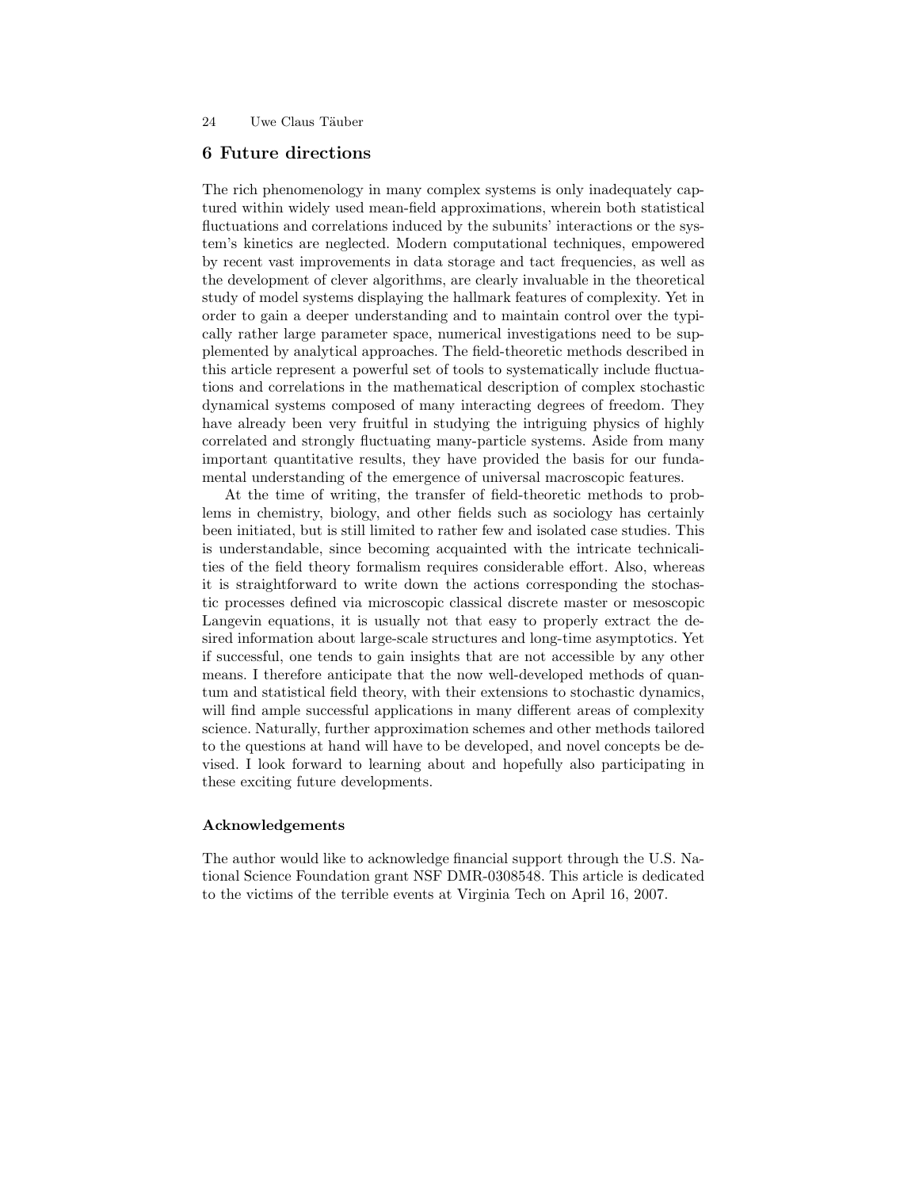## 6 Future directions

The rich phenomenology in many complex systems is only inadequately captured within widely used mean-field approximations, wherein both statistical fluctuations and correlations induced by the subunits' interactions or the system's kinetics are neglected. Modern computational techniques, empowered by recent vast improvements in data storage and tact frequencies, as well as the development of clever algorithms, are clearly invaluable in the theoretical study of model systems displaying the hallmark features of complexity. Yet in order to gain a deeper understanding and to maintain control over the typically rather large parameter space, numerical investigations need to be supplemented by analytical approaches. The field-theoretic methods described in this article represent a powerful set of tools to systematically include fluctuations and correlations in the mathematical description of complex stochastic dynamical systems composed of many interacting degrees of freedom. They have already been very fruitful in studying the intriguing physics of highly correlated and strongly fluctuating many-particle systems. Aside from many important quantitative results, they have provided the basis for our fundamental understanding of the emergence of universal macroscopic features.

At the time of writing, the transfer of field-theoretic methods to problems in chemistry, biology, and other fields such as sociology has certainly been initiated, but is still limited to rather few and isolated case studies. This is understandable, since becoming acquainted with the intricate technicalities of the field theory formalism requires considerable effort. Also, whereas it is straightforward to write down the actions corresponding the stochastic processes defined via microscopic classical discrete master or mesoscopic Langevin equations, it is usually not that easy to properly extract the desired information about large-scale structures and long-time asymptotics. Yet if successful, one tends to gain insights that are not accessible by any other means. I therefore anticipate that the now well-developed methods of quantum and statistical field theory, with their extensions to stochastic dynamics, will find ample successful applications in many different areas of complexity science. Naturally, further approximation schemes and other methods tailored to the questions at hand will have to be developed, and novel concepts be devised. I look forward to learning about and hopefully also participating in these exciting future developments.

### Acknowledgements

The author would like to acknowledge financial support through the U.S. National Science Foundation grant NSF DMR-0308548. This article is dedicated to the victims of the terrible events at Virginia Tech on April 16, 2007.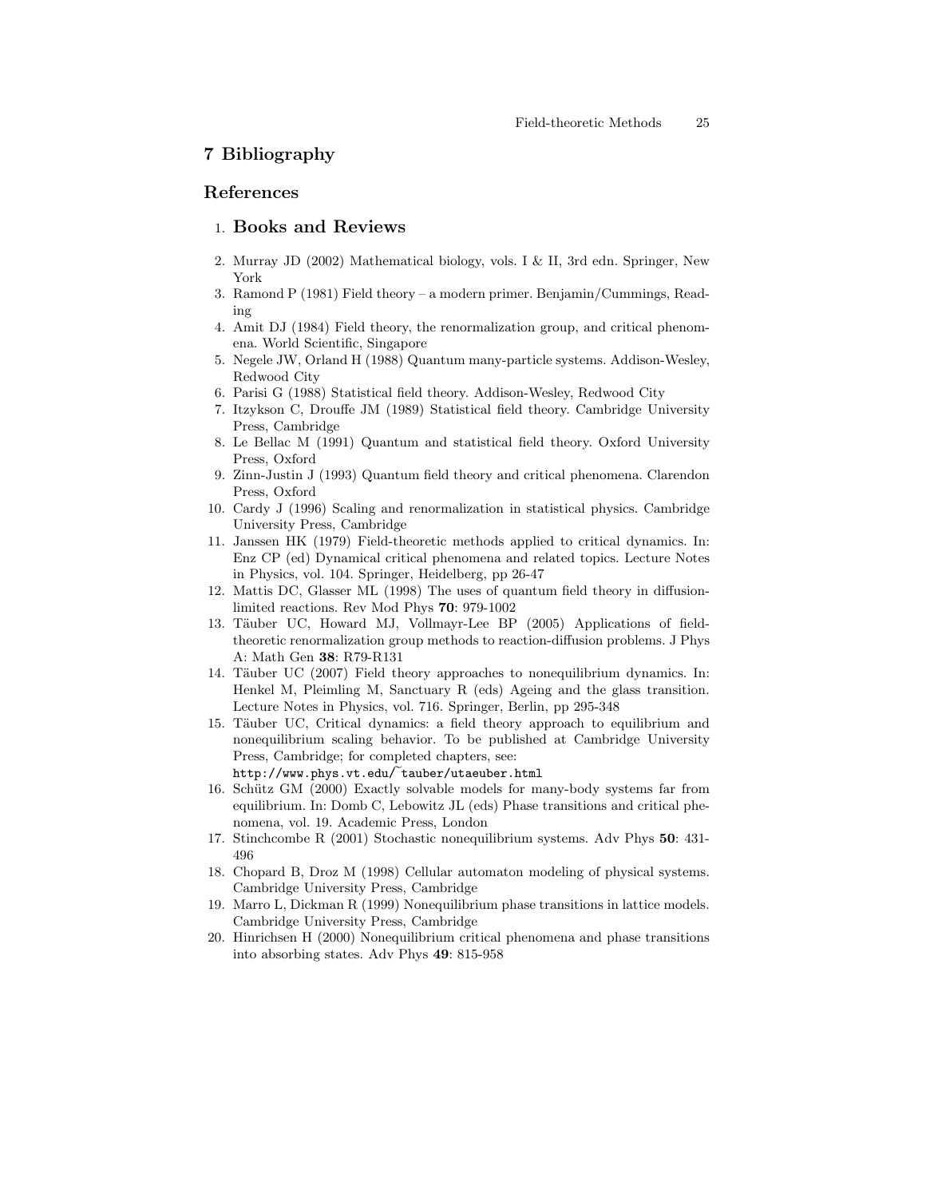# 7 Bibliography

## References

1. **Books and Reviews**
2. Murray JD (2002) Mathematical biology, vols. I & II, 3rd edn. Springer, New York
3. Ramond P (1981) Field theory – a modern primer. Benjamin/Cummings, Reading
4. Amit DJ (1984) Field theory, the renormalization group, and critical phenomena. World Scientific, Singapore
5. Negele JW, Orland H (1988) Quantum many-particle systems. Addison-Wesley, Redwood City
6. Parisi G (1988) Statistical field theory. Addison-Wesley, Redwood City
7. Itzykson C, Drouffe JM (1989) Statistical field theory. Cambridge University Press, Cambridge
8. Le Bellac M (1991) Quantum and statistical field theory. Oxford University Press, Oxford
9. Zinn-Justin J (1993) Quantum field theory and critical phenomena. Clarendon Press, Oxford
10. Cardy J (1996) Scaling and renormalization in statistical physics. Cambridge University Press, Cambridge
11. Janssen HK (1979) Field-theoretic methods applied to critical dynamics. In: Enz CP (ed) Dynamical critical phenomena and related topics. Lecture Notes in Physics, vol. 104. Springer, Heidelberg, pp 26-47
12. Mattis DC, Glasser ML (1998) The uses of quantum field theory in diffusion-limited reactions. Rev Mod Phys **70**: 979-1002
13. Täuber UC, Howard MJ, Vollmayr-Lee BP (2005) Applications of field-theoretic renormalization group methods to reaction-diffusion problems. J Phys A: Math Gen **38**: R79-R131
14. Täuber UC (2007) Field theory approaches to nonequilibrium dynamics. In: Henkel M, Pleimling M, Sanctuary R (eds) Ageing and the glass transition. Lecture Notes in Physics, vol. 716. Springer, Berlin, pp 295-348
15. Täuber UC, Critical dynamics: a field theory approach to equilibrium and nonequilibrium scaling behavior. To be published at Cambridge University Press, Cambridge; for completed chapters, see: `http://www.phys.vt.edu/~tauber/utaeuber.html`
16. Schütz GM (2000) Exactly solvable models for many-body systems far from equilibrium. In: Domb C, Lebowitz JL (eds) Phase transitions and critical phenomena, vol. 19. Academic Press, London
17. Stinchcombe R (2001) Stochastic nonequilibrium systems. Adv Phys **50**: 431-496
18. Chopard B, Droz M (1998) Cellular automaton modeling of physical systems. Cambridge University Press, Cambridge
19. Marro L, Dickman R (1999) Nonequilibrium phase transitions in lattice models. Cambridge University Press, Cambridge
20. Hinrichsen H (2000) Nonequilibrium critical phenomena and phase transitions into absorbing states. Adv Phys **49**: 815-958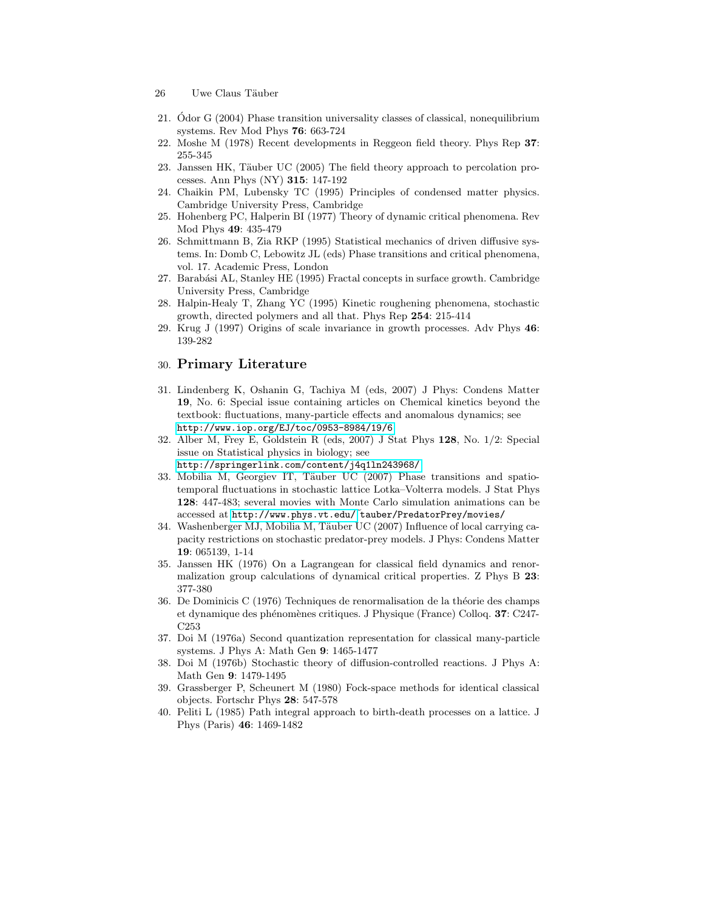21. Ódor G (2004) Phase transition universality classes of classical, nonequilibrium systems. Rev Mod Phys **76**: 663-724
22. Moshe M (1978) Recent developments in Reggeon field theory. Phys Rep **37**: 255-345
23. Janssen HK, Täuber UC (2005) The field theory approach to percolation processes. Ann Phys (NY) **315**: 147-192
24. Chaikin PM, Lubensky TC (1995) Principles of condensed matter physics. Cambridge University Press, Cambridge
25. Hohenberg PC, Halperin BI (1977) Theory of dynamic critical phenomena. Rev Mod Phys **49**: 435-479
26. Schmittmann B, Zia RKP (1995) Statistical mechanics of driven diffusive systems. In: Domb C, Lebowitz JL (eds) Phase transitions and critical phenomena, vol. 17. Academic Press, London
27. Barabási AL, Stanley HE (1995) Fractal concepts in surface growth. Cambridge University Press, Cambridge
28. Halpin-Healy T, Zhang YC (1995) Kinetic roughening phenomena, stochastic growth, directed polymers and all that. Phys Rep **254**: 215-414
29. Krug J (1997) Origins of scale invariance in growth processes. Adv Phys **46**: 139-282

## 30. Primary Literature

31. Lindenberg K, Oshanin G, Tachiya M (eds, 2007) J Phys: Condens Matter **19**, No. 6: Special issue containing articles on Chemical kinetics beyond the textbook: fluctuations, many-particle effects and anomalous dynamics; see `http://www.iop.org/EJ/toc/0953-8984/19/6`
32. Alber M, Frey E, Goldstein R (eds, 2007) J Stat Phys **128**, No. 1/2: Special issue on Statistical physics in biology; see `http://springerlink.com/content/j4q1ln243968/`
33. Mobilia M, Georgiev IT, Täuber UC (2007) Phase transitions and spatio-temporal fluctuations in stochastic lattice Lotka–Volterra models. J Stat Phys **128**: 447-483; several movies with Monte Carlo simulation animations can be accessed at `http://www.phys.vt.edu/ tauber/PredatorPrey/movies/`
34. Washenberger MJ, Mobilia M, Täuber UC (2007) Influence of local carrying capacity restrictions on stochastic predator-prey models. J Phys: Condens Matter **19**: 065139, 1-14
35. Janssen HK (1976) On a Lagrangean for classical field dynamics and renormalization group calculations of dynamical critical properties. Z Phys B **23**: 377-380
36. De Dominicis C (1976) Techniques de renormalisation de la théorie des champs et dynamique des phénomènes critiques. J Physique (France) Colloq. **37**: C247-C253
37. Doi M (1976a) Second quantization representation for classical many-particle systems. J Phys A: Math Gen **9**: 1465-1477
38. Doi M (1976b) Stochastic theory of diffusion-controlled reactions. J Phys A: Math Gen **9**: 1479-1495
39. Grassberger P, Scheunert M (1980) Fock-space methods for identical classical objects. Fortschr Phys **28**: 547-578
40. Peliti L (1985) Path integral approach to birth-death processes on a lattice. J Phys (Paris) **46**: 1469-1482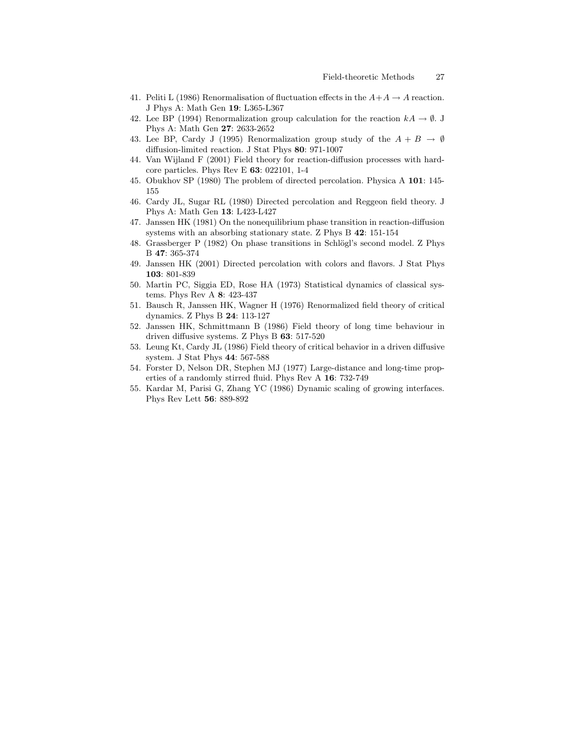41. Peliti L (1986) Renormalisation of fluctuation effects in the $A+A \rightarrow A$ reaction. J Phys A: Math Gen **19**: L365-L367
42. Lee BP (1994) Renormalization group calculation for the reaction $kA \rightarrow \emptyset$. J Phys A: Math Gen **27**: 2633-2652
43. Lee BP, Cardy J (1995) Renormalization group study of the $A + B \rightarrow \emptyset$ diffusion-limited reaction. J Stat Phys **80**: 971-1007
44. Van Wijland F (2001) Field theory for reaction-diffusion processes with hard-core particles. Phys Rev E **63**: 022101, 1-4
45. Obukhov SP (1980) The problem of directed percolation. Physica A **101**: 145-155
46. Cardy JL, Sugar RL (1980) Directed percolation and Reggeon field theory. J Phys A: Math Gen **13**: L423-L427
47. Janssen HK (1981) On the nonequilibrium phase transition in reaction-diffusion systems with an absorbing stationary state. Z Phys B **42**: 151-154
48. Grassberger P (1982) On phase transitions in Schlögl's second model. Z Phys B **47**: 365-374
49. Janssen HK (2001) Directed percolation with colors and flavors. J Stat Phys **103**: 801-839
50. Martin PC, Siggia ED, Rose HA (1973) Statistical dynamics of classical systems. Phys Rev A **8**: 423-437
51. Bausch R, Janssen HK, Wagner H (1976) Renormalized field theory of critical dynamics. Z Phys B **24**: 113-127
52. Janssen HK, Schmittmann B (1986) Field theory of long time behaviour in driven diffusive systems. Z Phys B **63**: 517-520
53. Leung Kt, Cardy JL (1986) Field theory of critical behavior in a driven diffusive system. J Stat Phys **44**: 567-588
54. Forster D, Nelson DR, Stephen MJ (1977) Large-distance and long-time properties of a randomly stirred fluid. Phys Rev A **16**: 732-749
55. Kardar M, Parisi G, Zhang YC (1986) Dynamic scaling of growing interfaces. Phys Rev Lett **56**: 889-892